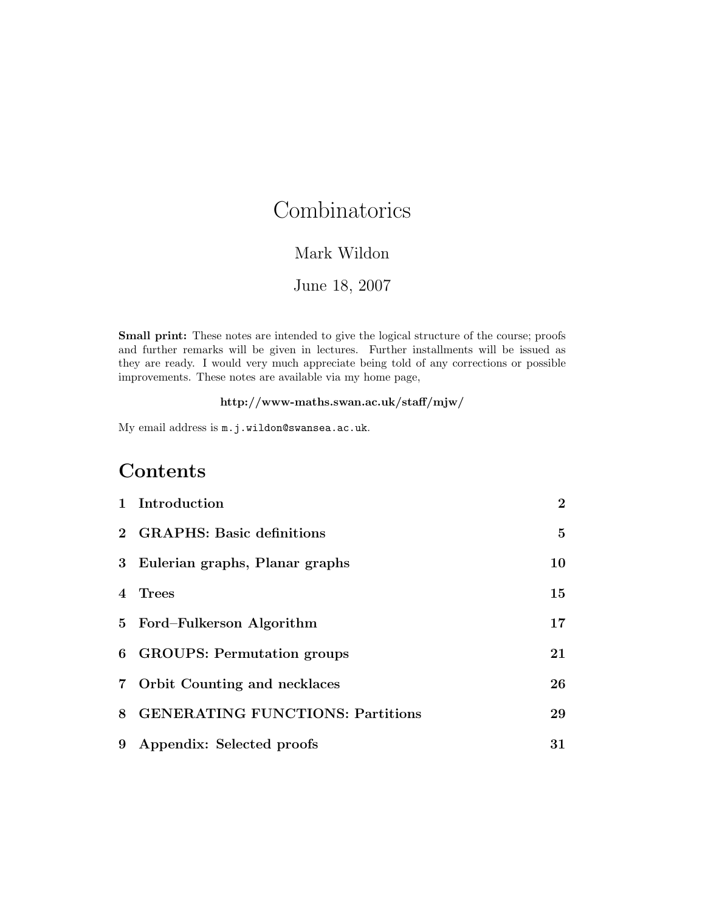# Combinatorics

Mark Wildon

June 18, 2007

**Small print:** These notes are intended to give the logical structure of the course; proofs and further remarks will be given in lectures. Further installments will be issued as they are ready. I would very much appreciate being told of any corrections or possible improvements. These notes are available via my home page,

**http://www-maths.swan.ac.uk/staff/mjw/**

My email address is `m.j.wildon@swansea.ac.uk`.

## Contents

| | | |
|---|---|---|
| **1** | **Introduction** | **2** |
| **2** | **GRAPHS: Basic definitions** | **5** |
| **3** | **Eulerian graphs, Planar graphs** | **10** |
| **4** | **Trees** | **15** |
| **5** | **Ford–Fulkerson Algorithm** | **17** |
| **6** | **GROUPS: Permutation groups** | **21** |
| **7** | **Orbit Counting and necklaces** | **26** |
| **8** | **GENERATING FUNCTIONS: Partitions** | **29** |
| **9** | **Appendix: Selected proofs** | **31** |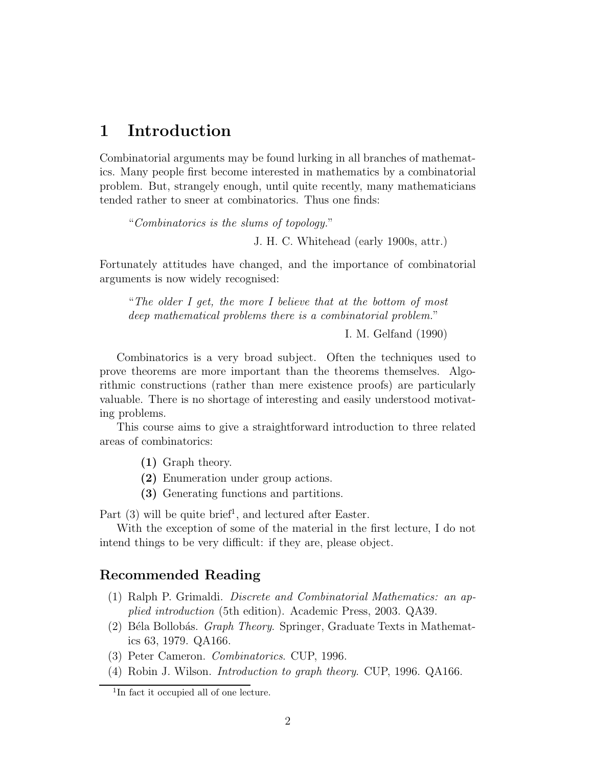# 1 Introduction

Combinatorial arguments may be found lurking in all branches of mathematics. Many people first become interested in mathematics by a combinatorial problem. But, strangely enough, until quite recently, many mathematicians tended rather to sneer at combinatorics. Thus one finds:

> "*Combinatorics is the slums of topology.*"
>
> J. H. C. Whitehead (early 1900s, attr.)

Fortunately attitudes have changed, and the importance of combinatorial arguments is now widely recognised:

> "*The older I get, the more I believe that at the bottom of most deep mathematical problems there is a combinatorial problem.*"
>
> I. M. Gelfand (1990)

Combinatorics is a very broad subject. Often the techniques used to prove theorems are more important than the theorems themselves. Algorithmic constructions (rather than mere existence proofs) are particularly valuable. There is no shortage of interesting and easily understood motivating problems.

This course aims to give a straightforward introduction to three related areas of combinatorics:

- **(1)** Graph theory.
- **(2)** Enumeration under group actions.
- **(3)** Generating functions and partitions.

Part (3) will be quite brief[1], and lectured after Easter.

With the exception of some of the material in the first lecture, I do not intend things to be very difficult: if they are, please object.

## Recommended Reading

(1) Ralph P. Grimaldi. *Discrete and Combinatorial Mathematics: an applied introduction* (5th edition). Academic Press, 2003. QA39.

(2) Béla Bollobás. *Graph Theory*. Springer, Graduate Texts in Mathematics 63, 1979. QA166.

(3) Peter Cameron. *Combinatorics*. CUP, 1996.

(4) Robin J. Wilson. *Introduction to graph theory*. CUP, 1996. QA166.

---

[1] In fact it occupied all of one lecture.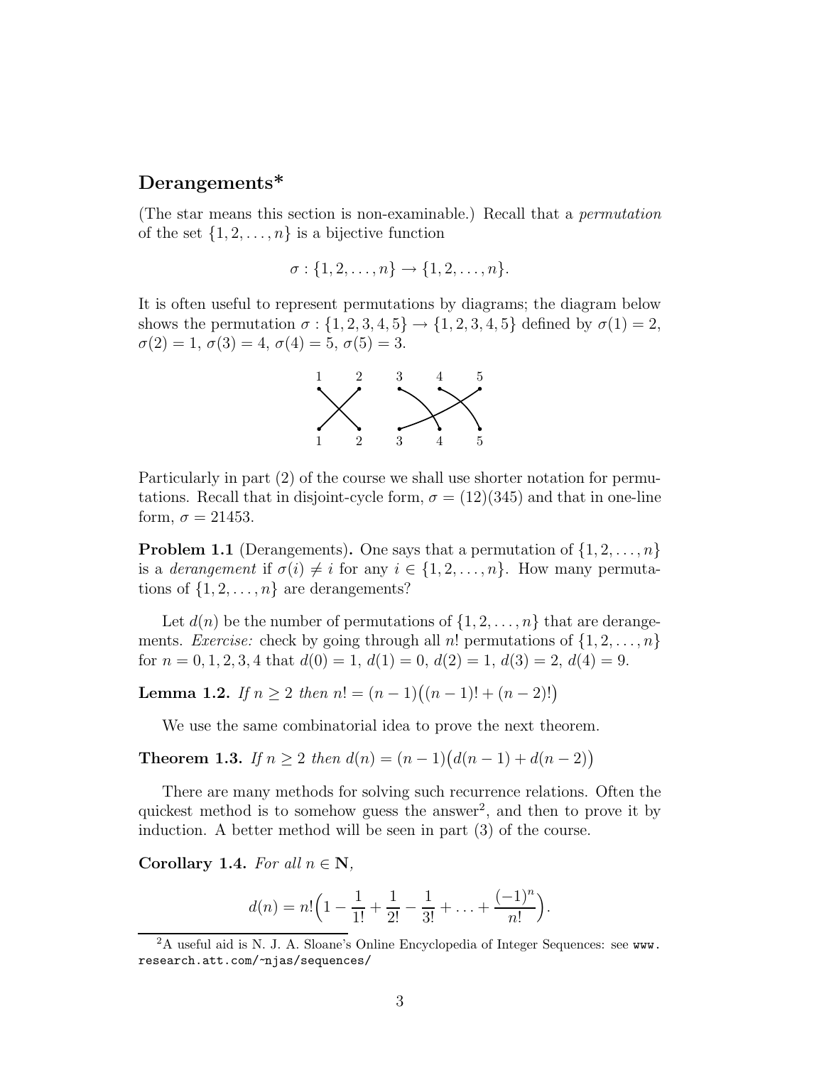## Derangements*

(The star means this section is non-examinable.) Recall that a *permutation* of the set $\{1, 2, \ldots, n\}$ is a bijective function

$$\sigma : \{1, 2, \ldots, n\} \to \{1, 2, \ldots, n\}.$$

It is often useful to represent permutations by diagrams; the diagram below shows the permutation $\sigma : \{1, 2, 3, 4, 5\} \to \{1, 2, 3, 4, 5\}$ defined by $\sigma(1) = 2$, $\sigma(2) = 1$, $\sigma(3) = 4$, $\sigma(4) = 5$, $\sigma(5) = 3$.

Particularly in part (2) of the course we shall use shorter notation for permutations. Recall that in disjoint-cycle form, $\sigma = (12)(345)$ and that in one-line form, $\sigma = 21453$.

**Problem 1.1** (Derangements)**.** One says that a permutation of $\{1, 2, \ldots, n\}$ is a *derangement* if $\sigma(i) \neq i$ for any $i \in \{1, 2, \ldots, n\}$. How many permutations of $\{1, 2, \ldots, n\}$ are derangements?

Let $d(n)$ be the number of permutations of $\{1, 2, \ldots, n\}$ that are derangements. *Exercise:* check by going through all $n!$ permutations of $\{1, 2, \ldots, n\}$ for $n = 0, 1, 2, 3, 4$ that $d(0) = 1$, $d(1) = 0$, $d(2) = 1$, $d(3) = 2$, $d(4) = 9$.

**Lemma 1.2.** *If $n \geq 2$ then $n! = (n-1)\big((n-1)! + (n-2)!\big)$*

We use the same combinatorial idea to prove the next theorem.

**Theorem 1.3.** *If $n \geq 2$ then $d(n) = (n-1)\big(d(n-1) + d(n-2)\big)$*

There are many methods for solving such recurrence relations. Often the quickest method is to somehow guess the answer[2], and then to prove it by induction. A better method will be seen in part (3) of the course.

**Corollary 1.4.** *For all $n \in \mathbf{N}$,*

$$d(n) = n!\Big(1 - \frac{1}{1!} + \frac{1}{2!} - \frac{1}{3!} + \ldots + \frac{(-1)^n}{n!}\Big).$$

[2] A useful aid is N. J. A. Sloane's Online Encyclopedia of Integer Sequences: see `www.research.att.com/~njas/sequences/`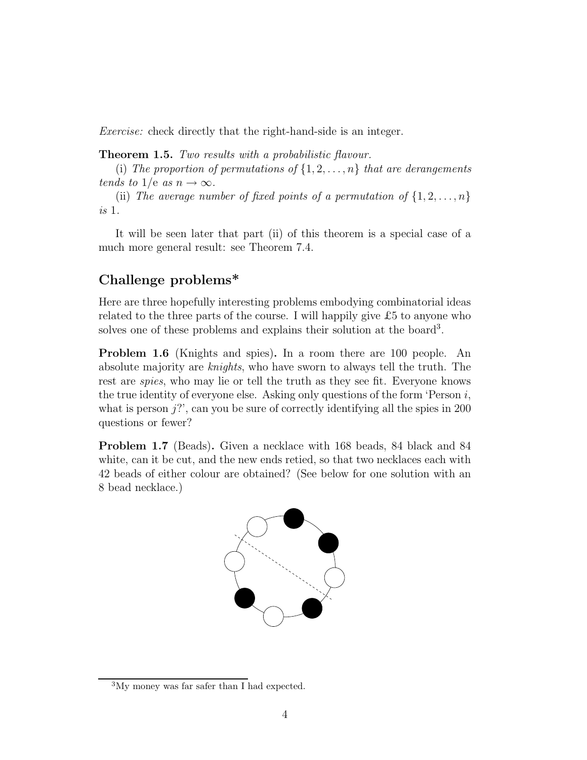*Exercise:* check directly that the right-hand-side is an integer.

**Theorem 1.5.** *Two results with a probabilistic flavour.*

(i) *The proportion of permutations of $\{1, 2, \ldots, n\}$ that are derangements tends to $1/\mathrm{e}$ as $n \to \infty$.*

(ii) *The average number of fixed points of a permutation of $\{1, 2, \ldots, n\}$ is 1.*

It will be seen later that part (ii) of this theorem is a special case of a much more general result: see Theorem 7.4.

## Challenge problems*

Here are three hopefully interesting problems embodying combinatorial ideas related to the three parts of the course. I will happily give £5 to anyone who solves one of these problems and explains their solution at the board[3].

**Problem 1.6** (Knights and spies)**.** In a room there are 100 people. An absolute majority are *knights*, who have sworn to always tell the truth. The rest are *spies*, who may lie or tell the truth as they see fit. Everyone knows the true identity of everyone else. Asking only questions of the form 'Person $i$, what is person $j$?', can you be sure of correctly identifying all the spies in 200 questions or fewer?

**Problem 1.7** (Beads)**.** Given a necklace with 168 beads, 84 black and 84 white, can it be cut, and the new ends retied, so that two necklaces each with 42 beads of either colour are obtained? (See below for one solution with an 8 bead necklace.)

[3] My money was far safer than I had expected.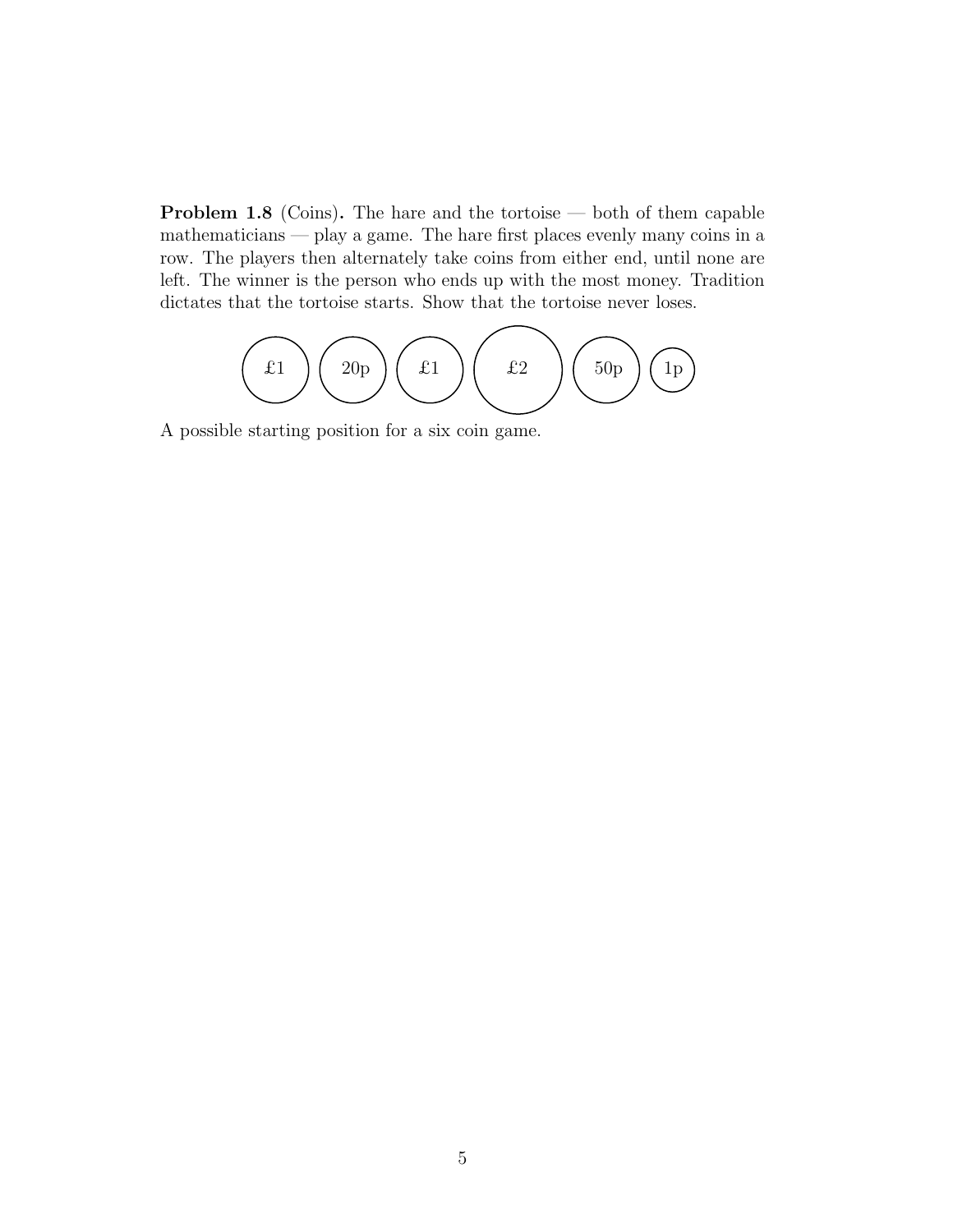**Problem 1.8** (Coins)**.** The hare and the tortoise — both of them capable mathematicians — play a game. The hare first places evenly many coins in a row. The players then alternately take coins from either end, until none are left. The winner is the person who ends up with the most money. Tradition dictates that the tortoise starts. Show that the tortoise never loses.

£1 20p £1 £2 50p 1p

A possible starting position for a six coin game.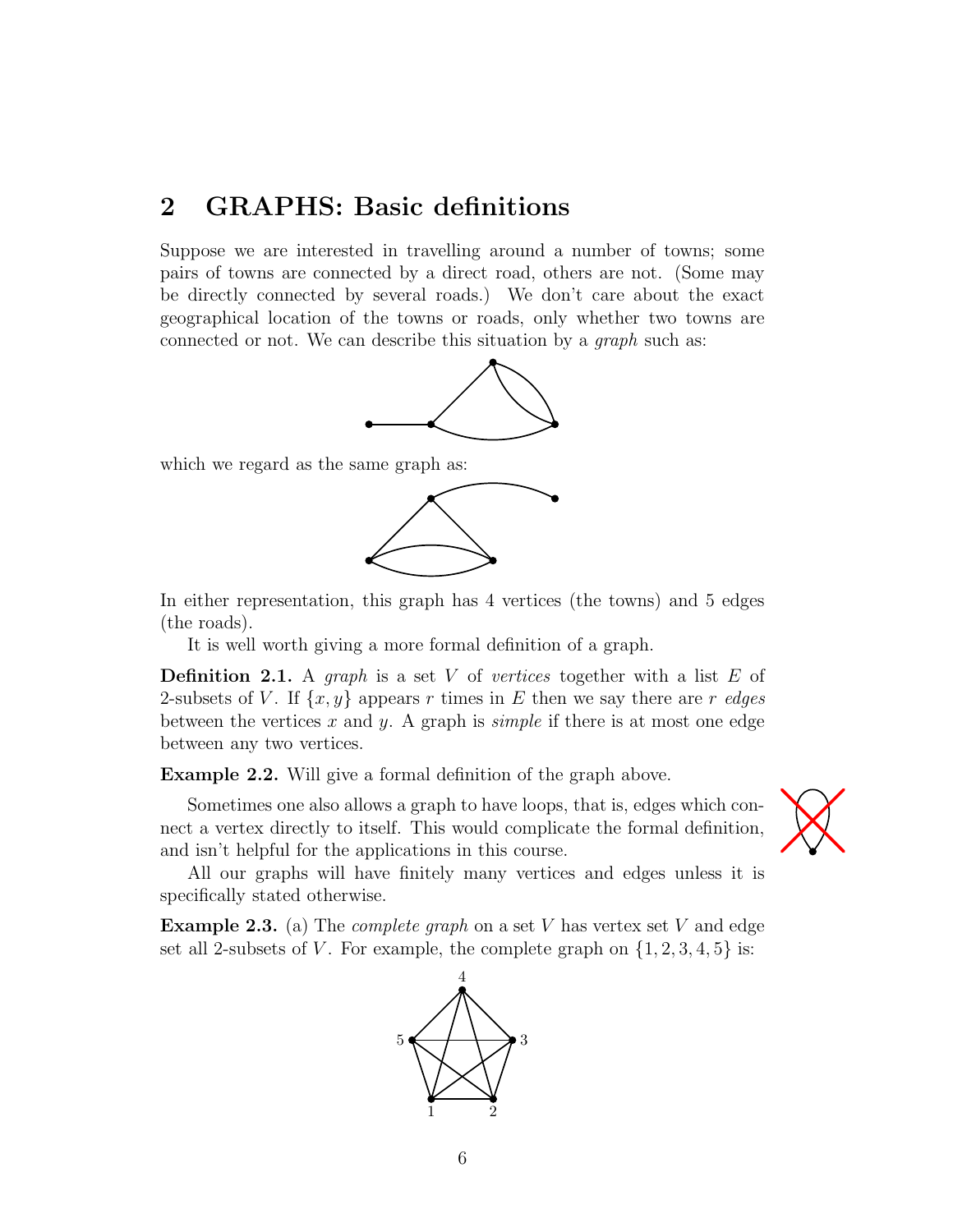## 2 GRAPHS: Basic definitions

Suppose we are interested in travelling around a number of towns; some pairs of towns are connected by a direct road, others are not. (Some may be directly connected by several roads.) We don't care about the exact geographical location of the towns or roads, only whether two towns are connected or not. We can describe this situation by a *graph* such as:

which we regard as the same graph as:

In either representation, this graph has 4 vertices (the towns) and 5 edges (the roads).

It is well worth giving a more formal definition of a graph.

**Definition 2.1.** A *graph* is a set $V$ of *vertices* together with a list $E$ of 2-subsets of $V$. If $\{x, y\}$ appears $r$ times in $E$ then we say there are $r$ *edges* between the vertices $x$ and $y$. A graph is *simple* if there is at most one edge between any two vertices.

**Example 2.2.** Will give a formal definition of the graph above.

Sometimes one also allows a graph to have loops, that is, edges which connect a vertex directly to itself. This would complicate the formal definition, and isn't helpful for the applications in this course.

All our graphs will have finitely many vertices and edges unless it is specifically stated otherwise.

**Example 2.3.** (a) The *complete graph* on a set $V$ has vertex set $V$ and edge set all 2-subsets of $V$. For example, the complete graph on $\{1, 2, 3, 4, 5\}$ is: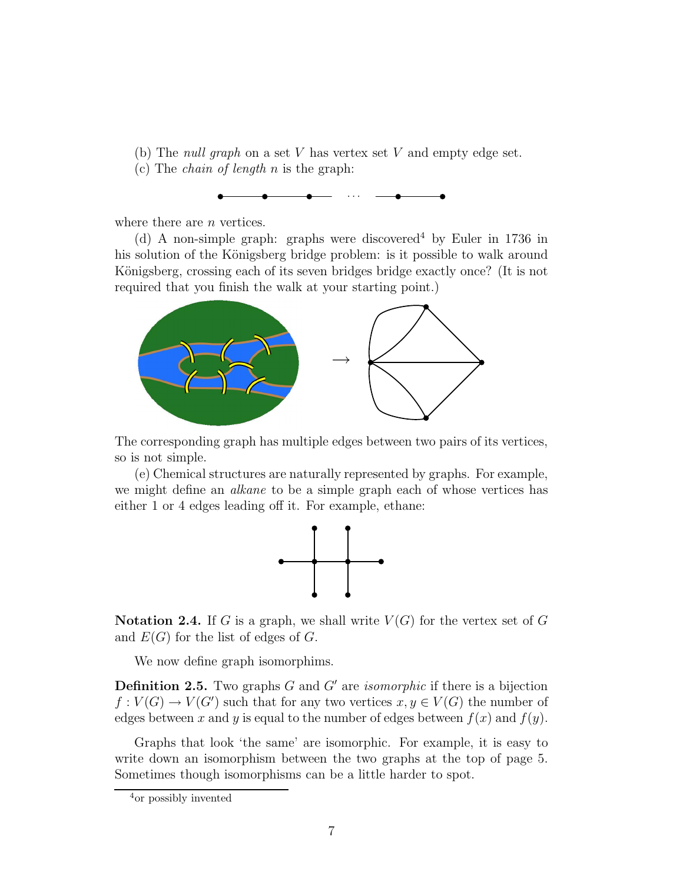(b) The *null graph* on a set $V$ has vertex set $V$ and empty edge set.

(c) The *chain of length* $n$ is the graph:

where there are $n$ vertices.

(d) A non-simple graph: graphs were discovered[4] by Euler in 1736 in his solution of the Königsberg bridge problem: is it possible to walk around Königsberg, crossing each of its seven bridges bridge exactly once? (It is not required that you finish the walk at your starting point.)

The corresponding graph has multiple edges between two pairs of its vertices, so is not simple.

(e) Chemical structures are naturally represented by graphs. For example, we might define an *alkane* to be a simple graph each of whose vertices has either 1 or 4 edges leading off it. For example, ethane:

**Notation 2.4.** If $G$ is a graph, we shall write $V(G)$ for the vertex set of $G$ and $E(G)$ for the list of edges of $G$.

We now define graph isomorphims.

**Definition 2.5.** Two graphs $G$ and $G'$ are *isomorphic* if there is a bijection $f : V(G) \to V(G')$ such that for any two vertices $x, y \in V(G)$ the number of edges between $x$ and $y$ is equal to the number of edges between $f(x)$ and $f(y)$.

Graphs that look 'the same' are isomorphic. For example, it is easy to write down an isomorphism between the two graphs at the top of page 5. Sometimes though isomorphisms can be a little harder to spot.

[4] or possibly invented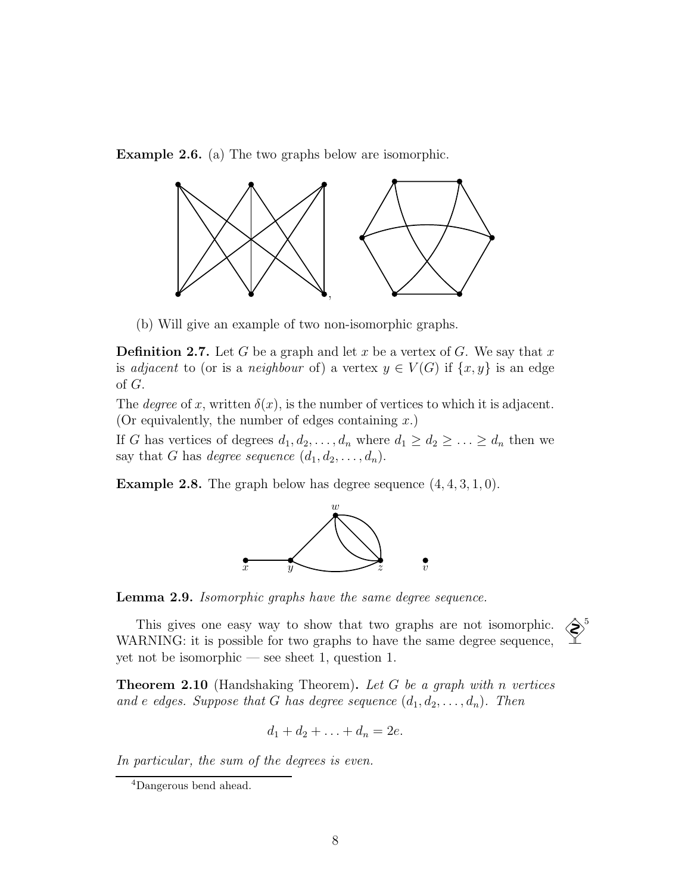**Example 2.6.** (a) The two graphs below are isomorphic.

(b) Will give an example of two non-isomorphic graphs.

**Definition 2.7.** Let $G$ be a graph and let $x$ be a vertex of $G$. We say that $x$ is *adjacent* to (or is a *neighbour* of) a vertex $y \in V(G)$ if $\{x, y\}$ is an edge of $G$.

The *degree* of $x$, written $\delta(x)$, is the number of vertices to which it is adjacent. (Or equivalently, the number of edges containing $x$.)

If $G$ has vertices of degrees $d_1, d_2, \ldots, d_n$ where $d_1 \geq d_2 \geq \ldots \geq d_n$ then we say that $G$ has *degree sequence* $(d_1, d_2, \ldots, d_n)$.

**Example 2.8.** The graph below has degree sequence $(4, 4, 3, 1, 0)$.

**Lemma 2.9.** *Isomorphic graphs have the same degree sequence.*

This gives one easy way to show that two graphs are not isomorphic. WARNING: it is possible for two graphs to have the same degree sequence, yet not be isomorphic — see sheet 1, question 1.[5]

**Theorem 2.10** (Handshaking Theorem)**.** *Let $G$ be a graph with $n$ vertices and $e$ edges. Suppose that $G$ has degree sequence $(d_1, d_2, \ldots, d_n)$. Then*

$$d_1 + d_2 + \ldots + d_n = 2e.$$

*In particular, the sum of the degrees is even.*

---

[4]Dangerous bend ahead.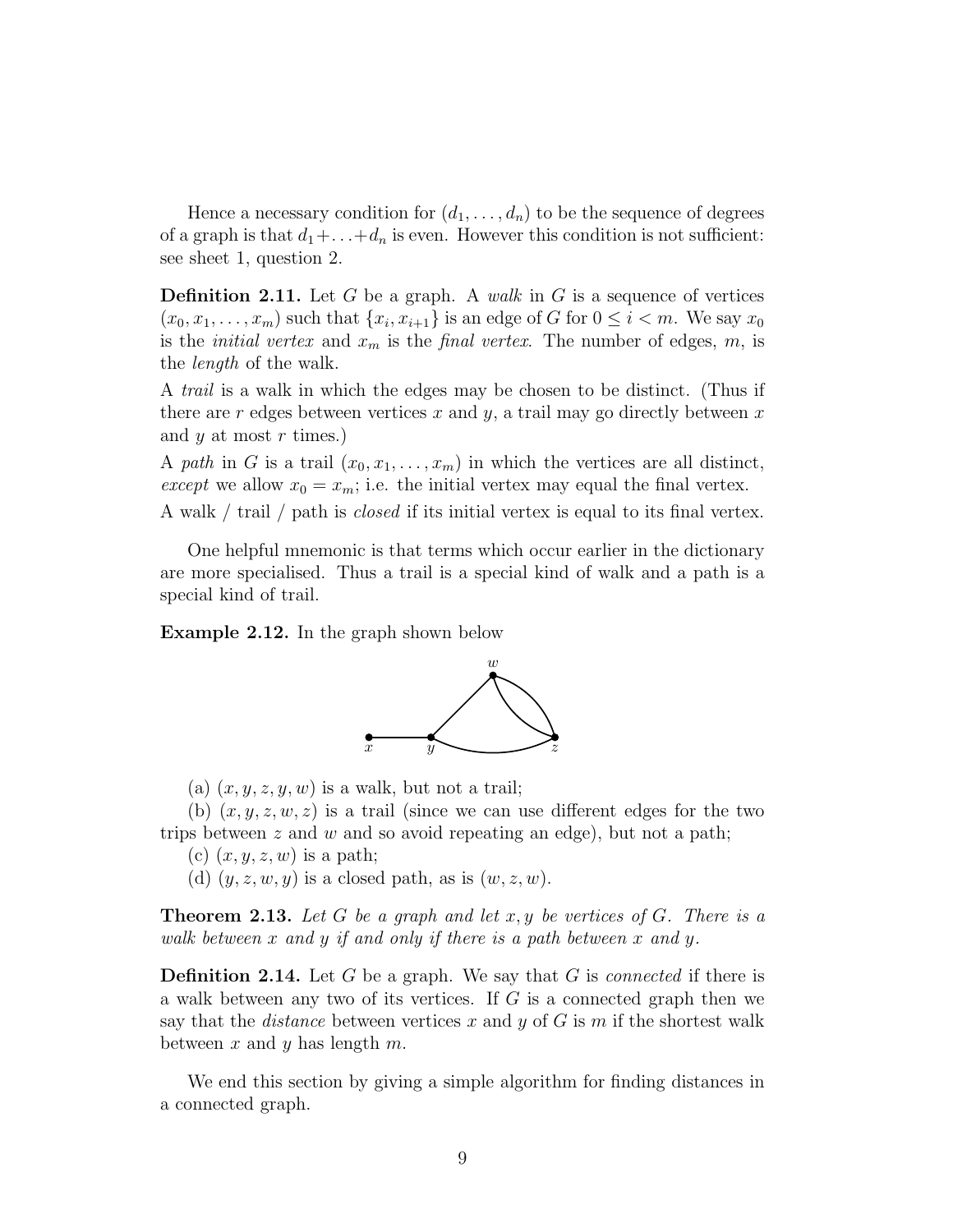Hence a necessary condition for $(d_1, \ldots, d_n)$ to be the sequence of degrees of a graph is that $d_1 + \ldots + d_n$ is even. However this condition is not sufficient: see sheet 1, question 2.

**Definition 2.11.** Let $G$ be a graph. A *walk* in $G$ is a sequence of vertices $(x_0, x_1, \ldots, x_m)$ such that $\{x_i, x_{i+1}\}$ is an edge of $G$ for $0 \leq i < m$. We say $x_0$ is the *initial vertex* and $x_m$ is the *final vertex*. The number of edges, $m$, is the *length* of the walk.

A *trail* is a walk in which the edges may be chosen to be distinct. (Thus if there are $r$ edges between vertices $x$ and $y$, a trail may go directly between $x$ and $y$ at most $r$ times.)

A *path* in $G$ is a trail $(x_0, x_1, \ldots, x_m)$ in which the vertices are all distinct, *except* we allow $x_0 = x_m$; i.e. the initial vertex may equal the final vertex.

A walk / trail / path is *closed* if its initial vertex is equal to its final vertex.

One helpful mnemonic is that terms which occur earlier in the dictionary are more specialised. Thus a trail is a special kind of walk and a path is a special kind of trail.

**Example 2.12.** In the graph shown below

(a) $(x, y, z, y, w)$ is a walk, but not a trail;

(b) $(x, y, z, w, z)$ is a trail (since we can use different edges for the two trips between $z$ and $w$ and so avoid repeating an edge), but not a path;

(c) $(x, y, z, w)$ is a path;

(d) $(y, z, w, y)$ is a closed path, as is $(w, z, w)$.

**Theorem 2.13.** *Let $G$ be a graph and let $x, y$ be vertices of $G$. There is a walk between $x$ and $y$ if and only if there is a path between $x$ and $y$.*

**Definition 2.14.** Let $G$ be a graph. We say that $G$ is *connected* if there is a walk between any two of its vertices. If $G$ is a connected graph then we say that the *distance* between vertices $x$ and $y$ of $G$ is $m$ if the shortest walk between $x$ and $y$ has length $m$.

We end this section by giving a simple algorithm for finding distances in a connected graph.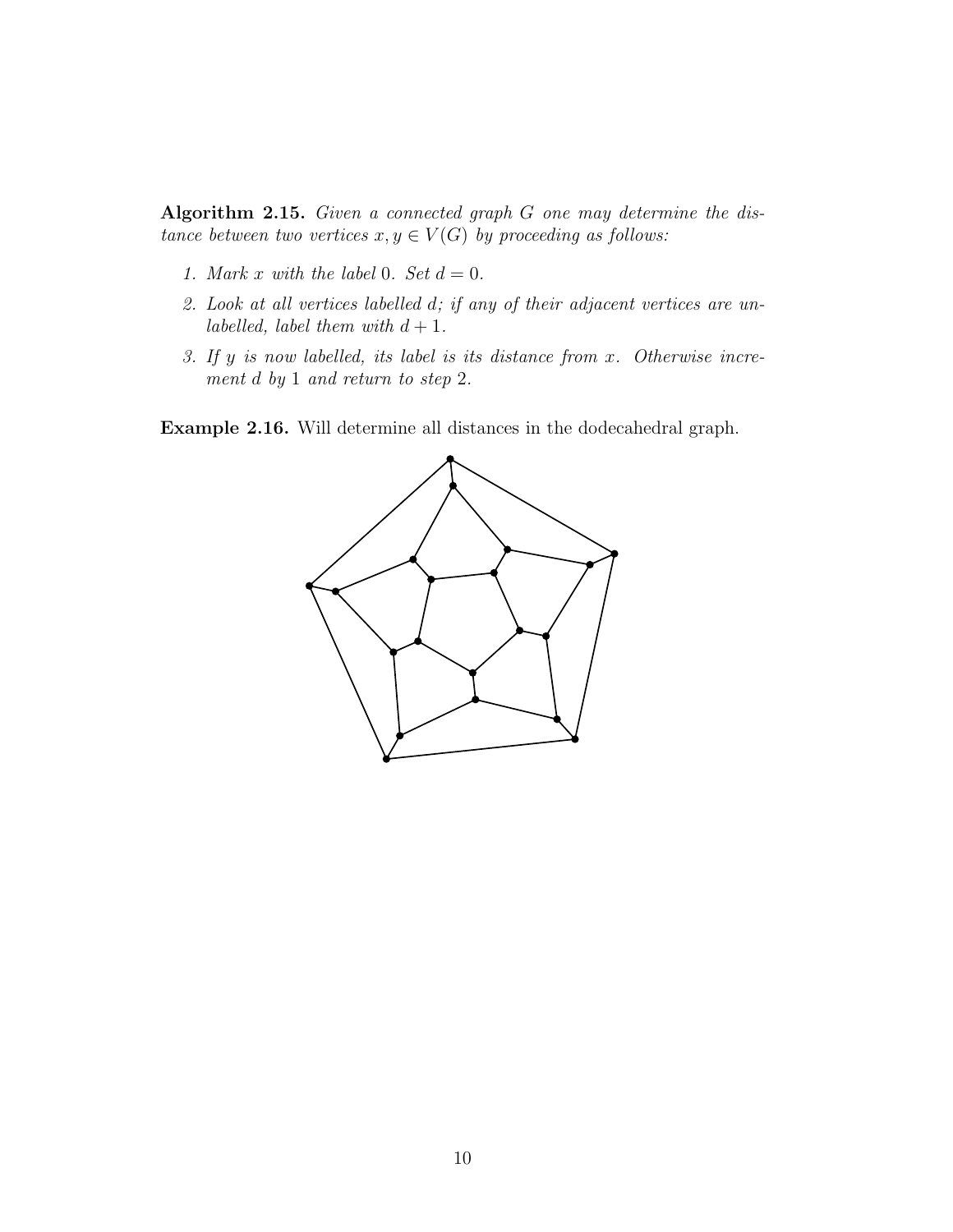**Algorithm 2.15.** *Given a connected graph $G$ one may determine the distance between two vertices $x, y \in V(G)$ by proceeding as follows:*

1. *Mark $x$ with the label $0$. Set $d = 0$.*
2. *Look at all vertices labelled $d$; if any of their adjacent vertices are unlabelled, label them with $d + 1$.*
3. *If $y$ is now labelled, its label is its distance from $x$. Otherwise increment $d$ by $1$ and return to step $2$.*

**Example 2.16.** Will determine all distances in the dodecahedral graph.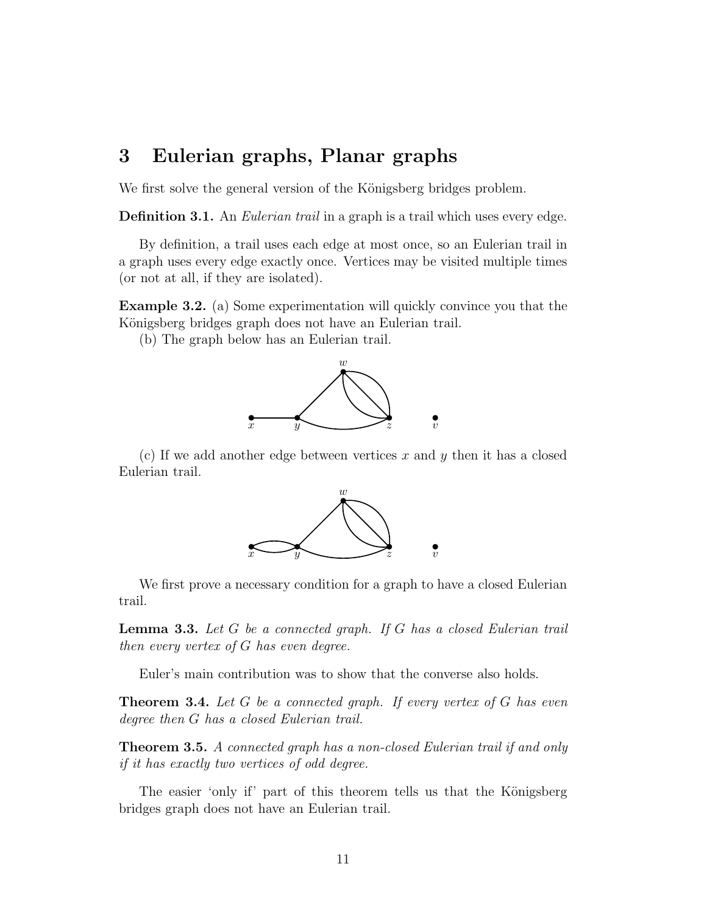# 3 Eulerian graphs, Planar graphs

We first solve the general version of the Königsberg bridges problem.

**Definition 3.1.** An *Eulerian trail* in a graph is a trail which uses every edge.

By definition, a trail uses each edge at most once, so an Eulerian trail in a graph uses every edge exactly once. Vertices may be visited multiple times (or not at all, if they are isolated).

**Example 3.2.** (a) Some experimentation will quickly convince you that the Königsberg bridges graph does not have an Eulerian trail.

(b) The graph below has an Eulerian trail.

(c) If we add another edge between vertices $x$ and $y$ then it has a closed Eulerian trail.

We first prove a necessary condition for a graph to have a closed Eulerian trail.

**Lemma 3.3.** *Let $G$ be a connected graph. If $G$ has a closed Eulerian trail then every vertex of $G$ has even degree.*

Euler's main contribution was to show that the converse also holds.

**Theorem 3.4.** *Let $G$ be a connected graph. If every vertex of $G$ has even degree then $G$ has a closed Eulerian trail.*

**Theorem 3.5.** *A connected graph has a non-closed Eulerian trail if and only if it has exactly two vertices of odd degree.*

The easier 'only if' part of this theorem tells us that the Königsberg bridges graph does not have an Eulerian trail.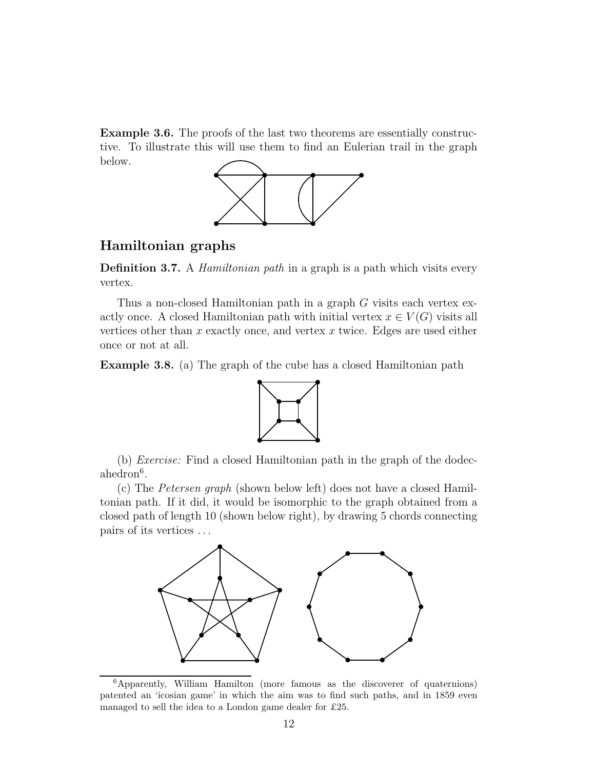**Example 3.6.** The proofs of the last two theorems are essentially constructive. To illustrate this will use them to find an Eulerian trail in the graph below.

## Hamiltonian graphs

**Definition 3.7.** A *Hamiltonian path* in a graph is a path which visits every vertex.

Thus a non-closed Hamiltonian path in a graph $G$ visits each vertex exactly once. A closed Hamiltonian path with initial vertex $x \in V(G)$ visits all vertices other than $x$ exactly once, and vertex $x$ twice. Edges are used either once or not at all.

**Example 3.8.** (a) The graph of the cube has a closed Hamiltonian path

(b) *Exercise:* Find a closed Hamiltonian path in the graph of the dodecahedron[6].

(c) The *Petersen graph* (shown below left) does not have a closed Hamiltonian path. If it did, it would be isomorphic to the graph obtained from a closed path of length 10 (shown below right), by drawing 5 chords connecting pairs of its vertices ...

[6] Apparently, William Hamilton (more famous as the discoverer of quaternions) patented an 'icosian game' in which the aim was to find such paths, and in 1859 even managed to sell the idea to a London game dealer for £25.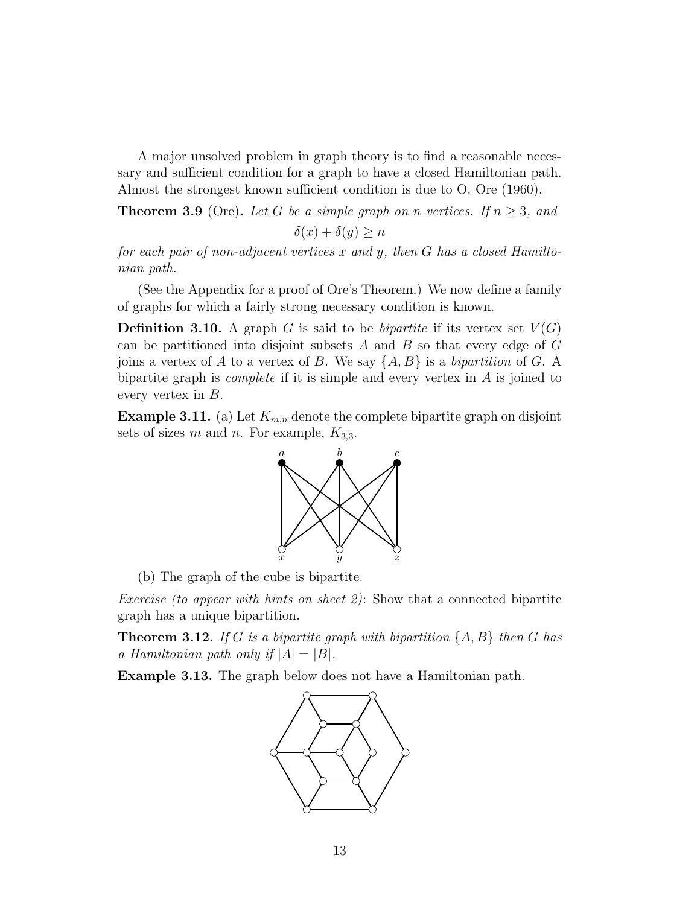A major unsolved problem in graph theory is to find a reasonable necessary and sufficient condition for a graph to have a closed Hamiltonian path. Almost the strongest known sufficient condition is due to O. Ore (1960).

**Theorem 3.9** (Ore)**.** *Let $G$ be a simple graph on $n$ vertices. If $n \geq 3$, and*

$$\delta(x) + \delta(y) \geq n$$

*for each pair of non-adjacent vertices $x$ and $y$, then $G$ has a closed Hamiltonian path.*

(See the Appendix for a proof of Ore's Theorem.) We now define a family of graphs for which a fairly strong necessary condition is known.

**Definition 3.10.** A graph $G$ is said to be *bipartite* if its vertex set $V(G)$ can be partitioned into disjoint subsets $A$ and $B$ so that every edge of $G$ joins a vertex of $A$ to a vertex of $B$. We say $\{A, B\}$ is a *bipartition* of $G$. A bipartite graph is *complete* if it is simple and every vertex in $A$ is joined to every vertex in $B$.

**Example 3.11.** (a) Let $K_{m,n}$ denote the complete bipartite graph on disjoint sets of sizes $m$ and $n$. For example, $K_{3,3}$.

(b) The graph of the cube is bipartite.

*Exercise (to appear with hints on sheet 2)*: Show that a connected bipartite graph has a unique bipartition.

**Theorem 3.12.** *If $G$ is a bipartite graph with bipartition $\{A, B\}$ then $G$ has a Hamiltonian path only if $|A| = |B|$.*

**Example 3.13.** The graph below does not have a Hamiltonian path.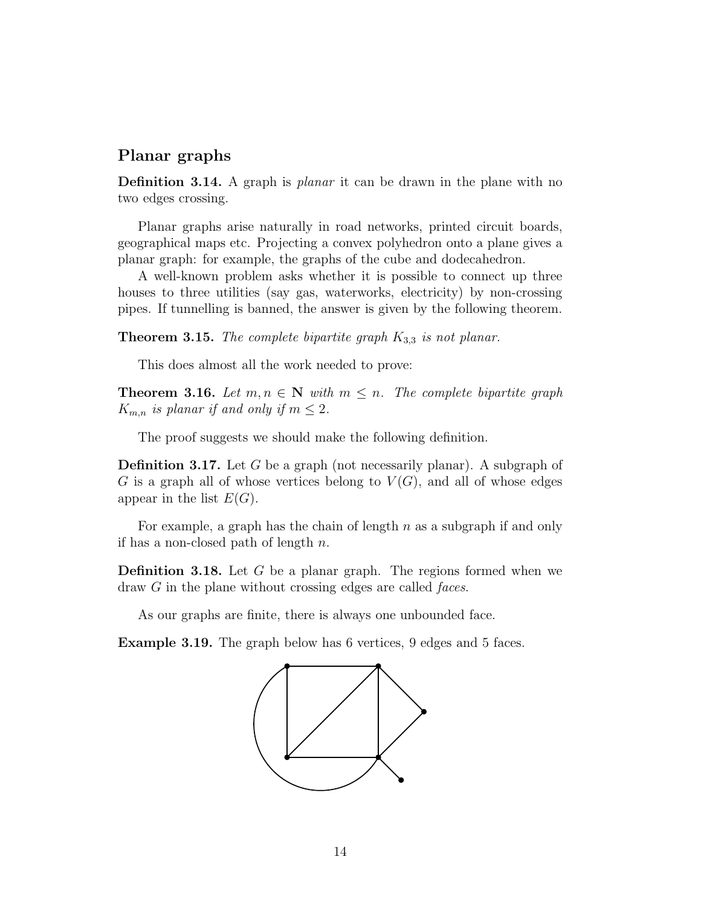## Planar graphs

**Definition 3.14.** A graph is *planar* it can be drawn in the plane with no two edges crossing.

Planar graphs arise naturally in road networks, printed circuit boards, geographical maps etc. Projecting a convex polyhedron onto a plane gives a planar graph: for example, the graphs of the cube and dodecahedron.

A well-known problem asks whether it is possible to connect up three houses to three utilities (say gas, waterworks, electricity) by non-crossing pipes. If tunnelling is banned, the answer is given by the following theorem.

**Theorem 3.15.** *The complete bipartite graph $K_{3,3}$ is not planar.*

This does almost all the work needed to prove:

**Theorem 3.16.** *Let $m, n \in \mathbf{N}$ with $m \leq n$. The complete bipartite graph $K_{m,n}$ is planar if and only if $m \leq 2$.*

The proof suggests we should make the following definition.

**Definition 3.17.** Let $G$ be a graph (not necessarily planar). A subgraph of $G$ is a graph all of whose vertices belong to $V(G)$, and all of whose edges appear in the list $E(G)$.

For example, a graph has the chain of length $n$ as a subgraph if and only if has a non-closed path of length $n$.

**Definition 3.18.** Let $G$ be a planar graph. The regions formed when we draw $G$ in the plane without crossing edges are called *faces*.

As our graphs are finite, there is always one unbounded face.

**Example 3.19.** The graph below has 6 vertices, 9 edges and 5 faces.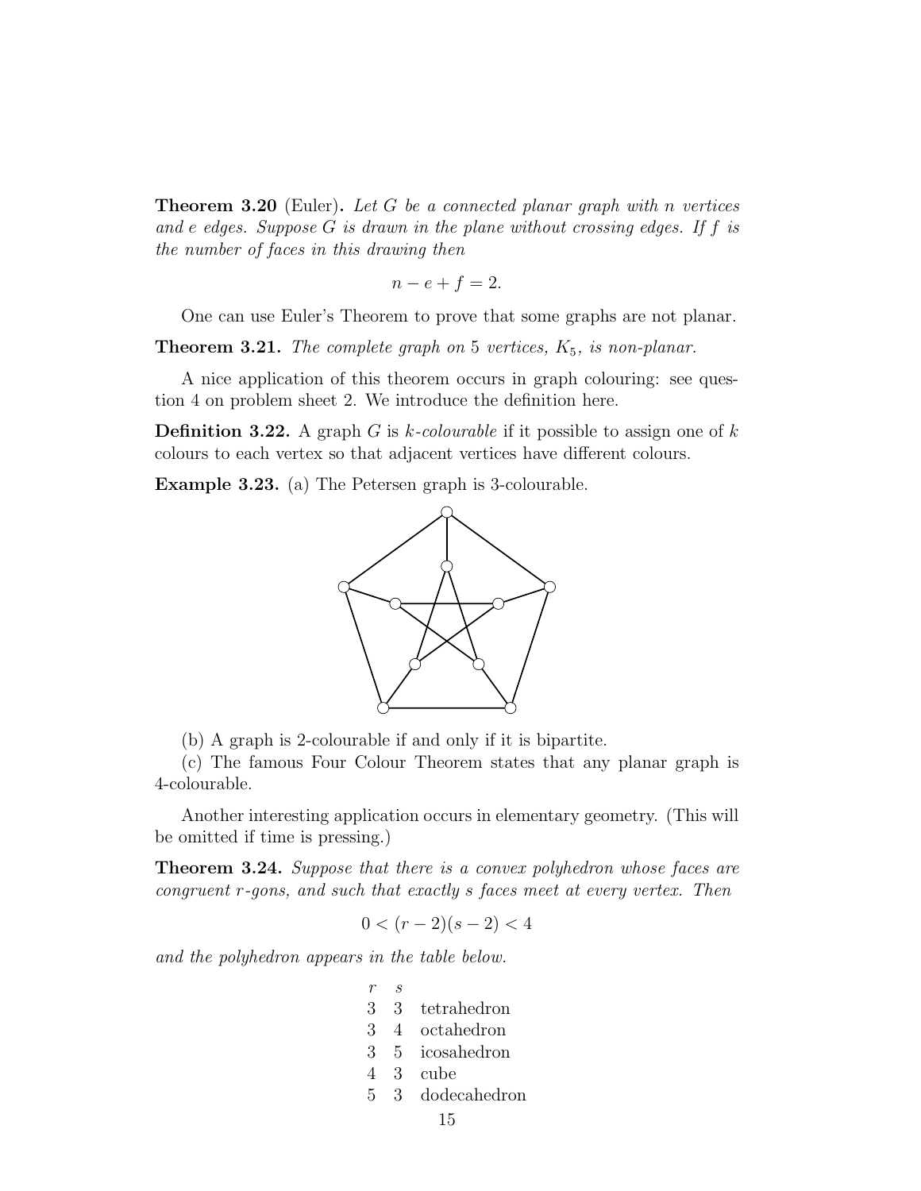**Theorem 3.20** (Euler)**.** *Let $G$ be a connected planar graph with $n$ vertices and $e$ edges. Suppose $G$ is drawn in the plane without crossing edges. If $f$ is the number of faces in this drawing then*

$$n - e + f = 2.$$

One can use Euler's Theorem to prove that some graphs are not planar.

**Theorem 3.21.** *The complete graph on 5 vertices, $K_5$, is non-planar.*

A nice application of this theorem occurs in graph colouring: see question 4 on problem sheet 2. We introduce the definition here.

**Definition 3.22.** A graph $G$ is *$k$-colourable* if it possible to assign one of $k$ colours to each vertex so that adjacent vertices have different colours.

**Example 3.23.** (a) The Petersen graph is 3-colourable.

(b) A graph is 2-colourable if and only if it is bipartite.

(c) The famous Four Colour Theorem states that any planar graph is 4-colourable.

Another interesting application occurs in elementary geometry. (This will be omitted if time is pressing.)

**Theorem 3.24.** *Suppose that there is a convex polyhedron whose faces are congruent $r$-gons, and such that exactly $s$ faces meet at every vertex. Then*

$$0 < (r-2)(s-2) < 4$$

*and the polyhedron appears in the table below.*

| $r$ | $s$ | |
|---|---|---|
| 3 | 3 | tetrahedron |
| 3 | 4 | octahedron |
| 3 | 5 | icosahedron |
| 4 | 3 | cube |
| 5 | 3 | dodecahedron |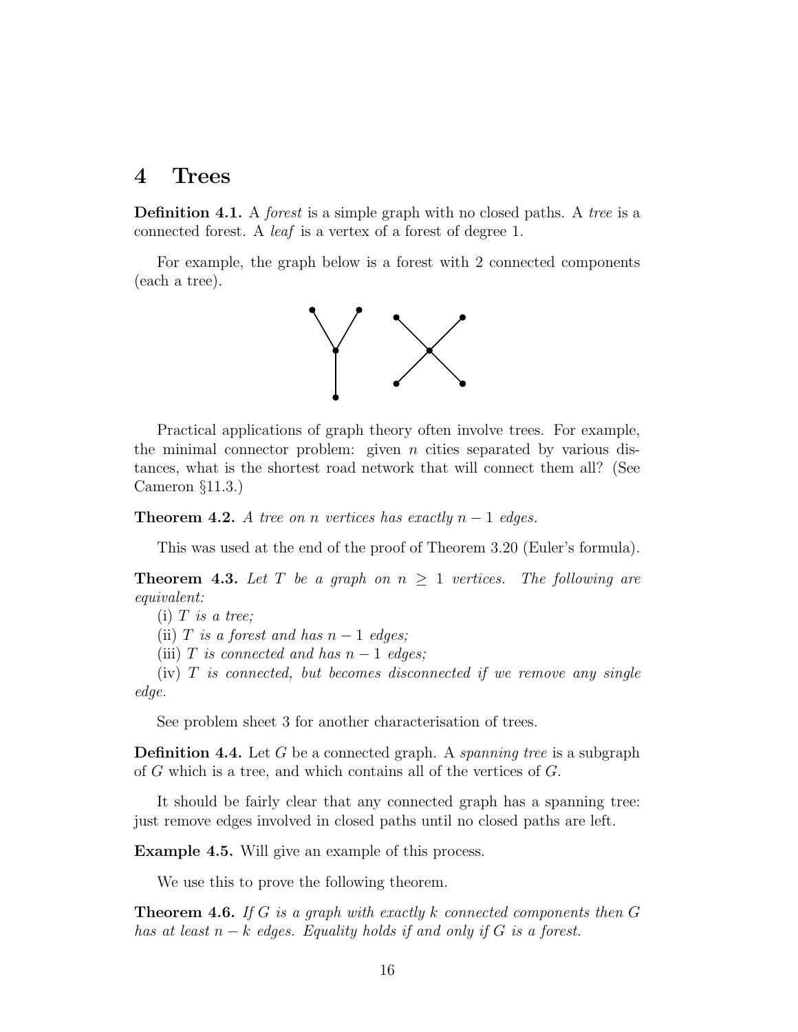## 4 Trees

**Definition 4.1.** A *forest* is a simple graph with no closed paths. A *tree* is a connected forest. A *leaf* is a vertex of a forest of degree 1.

For example, the graph below is a forest with 2 connected components (each a tree).

Practical applications of graph theory often involve trees. For example, the minimal connector problem: given $n$ cities separated by various distances, what is the shortest road network that will connect them all? (See Cameron §11.3.)

**Theorem 4.2.** *A tree on $n$ vertices has exactly $n-1$ edges.*

This was used at the end of the proof of Theorem 3.20 (Euler's formula).

**Theorem 4.3.** *Let $T$ be a graph on $n \geq 1$ vertices. The following are equivalent:*

(i) *$T$ is a tree;*

(ii) *$T$ is a forest and has $n-1$ edges;*

(iii) *$T$ is connected and has $n-1$ edges;*

(iv) *$T$ is connected, but becomes disconnected if we remove any single edge.*

See problem sheet 3 for another characterisation of trees.

**Definition 4.4.** Let $G$ be a connected graph. A *spanning tree* is a subgraph of $G$ which is a tree, and which contains all of the vertices of $G$.

It should be fairly clear that any connected graph has a spanning tree: just remove edges involved in closed paths until no closed paths are left.

**Example 4.5.** Will give an example of this process.

We use this to prove the following theorem.

**Theorem 4.6.** *If $G$ is a graph with exactly $k$ connected components then $G$ has at least $n-k$ edges. Equality holds if and only if $G$ is a forest.*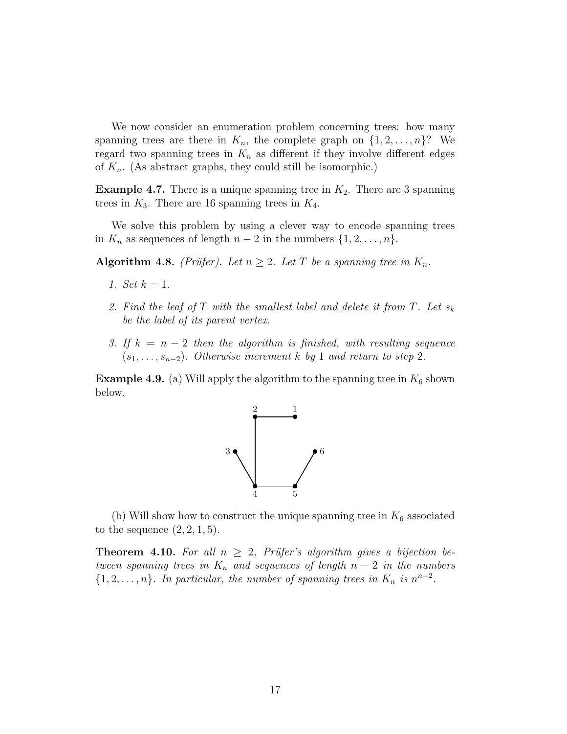We now consider an enumeration problem concerning trees: how many spanning trees are there in $K_n$, the complete graph on $\{1, 2, \ldots, n\}$? We regard two spanning trees in $K_n$ as different if they involve different edges of $K_n$. (As abstract graphs, they could still be isomorphic.)

**Example 4.7.** There is a unique spanning tree in $K_2$. There are 3 spanning trees in $K_3$. There are 16 spanning trees in $K_4$.

We solve this problem by using a clever way to encode spanning trees in $K_n$ as sequences of length $n-2$ in the numbers $\{1, 2, \ldots, n\}$.

**Algorithm 4.8.** *(Prüfer). Let $n \geq 2$. Let $T$ be a spanning tree in $K_n$.*

1. *Set $k = 1$.*
2. *Find the leaf of $T$ with the smallest label and delete it from $T$. Let $s_k$ be the label of its parent vertex.*
3. *If $k = n - 2$ then the algorithm is finished, with resulting sequence $(s_1, \ldots, s_{n-2})$. Otherwise increment $k$ by 1 and return to step 2.*

**Example 4.9.** (a) Will apply the algorithm to the spanning tree in $K_6$ shown below.

(b) Will show how to construct the unique spanning tree in $K_6$ associated to the sequence $(2, 2, 1, 5)$.

**Theorem 4.10.** *For all $n \geq 2$, Prüfer's algorithm gives a bijection between spanning trees in $K_n$ and sequences of length $n-2$ in the numbers $\{1, 2, \ldots, n\}$. In particular, the number of spanning trees in $K_n$ is $n^{n-2}$.*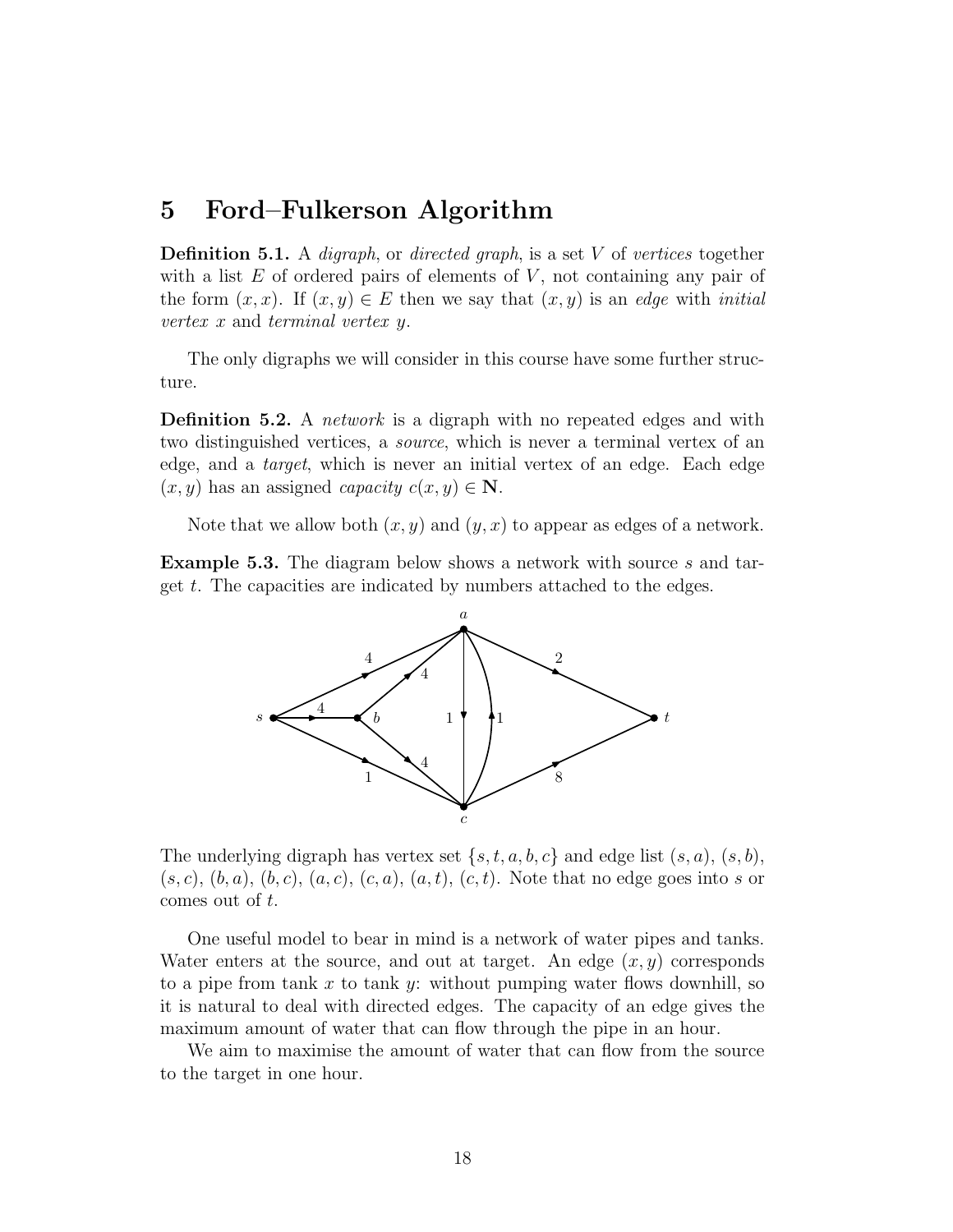## 5 Ford–Fulkerson Algorithm

**Definition 5.1.** A *digraph*, or *directed graph*, is a set $V$ of *vertices* together with a list $E$ of ordered pairs of elements of $V$, not containing any pair of the form $(x, x)$. If $(x, y) \in E$ then we say that $(x, y)$ is an *edge* with *initial vertex* $x$ and *terminal vertex* $y$.

The only digraphs we will consider in this course have some further structure.

**Definition 5.2.** A *network* is a digraph with no repeated edges and with two distinguished vertices, a *source*, which is never a terminal vertex of an edge, and a *target*, which is never an initial vertex of an edge. Each edge $(x, y)$ has an assigned *capacity* $c(x, y) \in \mathbf{N}$.

Note that we allow both $(x, y)$ and $(y, x)$ to appear as edges of a network.

**Example 5.3.** The diagram below shows a network with source $s$ and target $t$. The capacities are indicated by numbers attached to the edges.

The underlying digraph has vertex set $\{s, t, a, b, c\}$ and edge list $(s, a)$, $(s, b)$, $(s, c)$, $(b, a)$, $(b, c)$, $(a, c)$, $(c, a)$, $(a, t)$, $(c, t)$. Note that no edge goes into $s$ or comes out of $t$.

One useful model to bear in mind is a network of water pipes and tanks. Water enters at the source, and out at target. An edge $(x, y)$ corresponds to a pipe from tank $x$ to tank $y$: without pumping water flows downhill, so it is natural to deal with directed edges. The capacity of an edge gives the maximum amount of water that can flow through the pipe in an hour.

We aim to maximise the amount of water that can flow from the source to the target in one hour.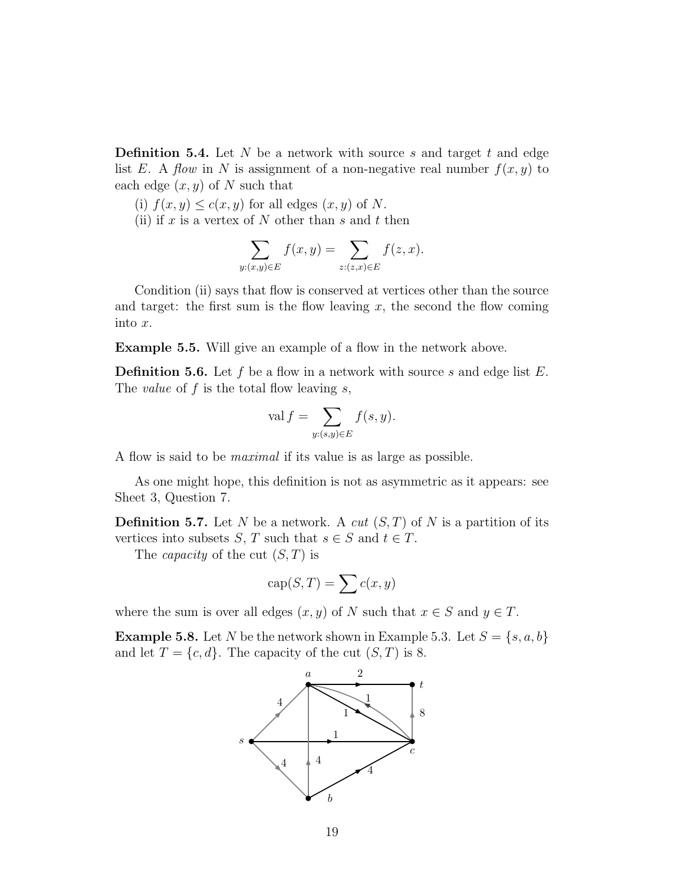**Definition 5.4.** Let $N$ be a network with source $s$ and target $t$ and edge list $E$. A *flow* in $N$ is assignment of a non-negative real number $f(x, y)$ to each edge $(x, y)$ of $N$ such that

(i) $f(x, y) \leq c(x, y)$ for all edges $(x, y)$ of $N$.

(ii) if $x$ is a vertex of $N$ other than $s$ and $t$ then

$$\sum_{y:(x,y)\in E} f(x, y) = \sum_{z:(z,x)\in E} f(z, x).$$

Condition (ii) says that flow is conserved at vertices other than the source and target: the first sum is the flow leaving $x$, the second the flow coming into $x$.

**Example 5.5.** Will give an example of a flow in the network above.

**Definition 5.6.** Let $f$ be a flow in a network with source $s$ and edge list $E$. The *value* of $f$ is the total flow leaving $s$,

$$\operatorname{val} f = \sum_{y:(s,y)\in E} f(s, y).$$

A flow is said to be *maximal* if its value is as large as possible.

As one might hope, this definition is not as asymmetric as it appears: see Sheet 3, Question 7.

**Definition 5.7.** Let $N$ be a network. A *cut* $(S, T)$ of $N$ is a partition of its vertices into subsets $S$, $T$ such that $s \in S$ and $t \in T$.

The *capacity* of the cut $(S, T)$ is

$$\operatorname{cap}(S, T) = \sum c(x, y)$$

where the sum is over all edges $(x, y)$ of $N$ such that $x \in S$ and $y \in T$.

**Example 5.8.** Let $N$ be the network shown in Example 5.3. Let $S = \{s, a, b\}$ and let $T = \{c, d\}$. The capacity of the cut $(S, T)$ is 8.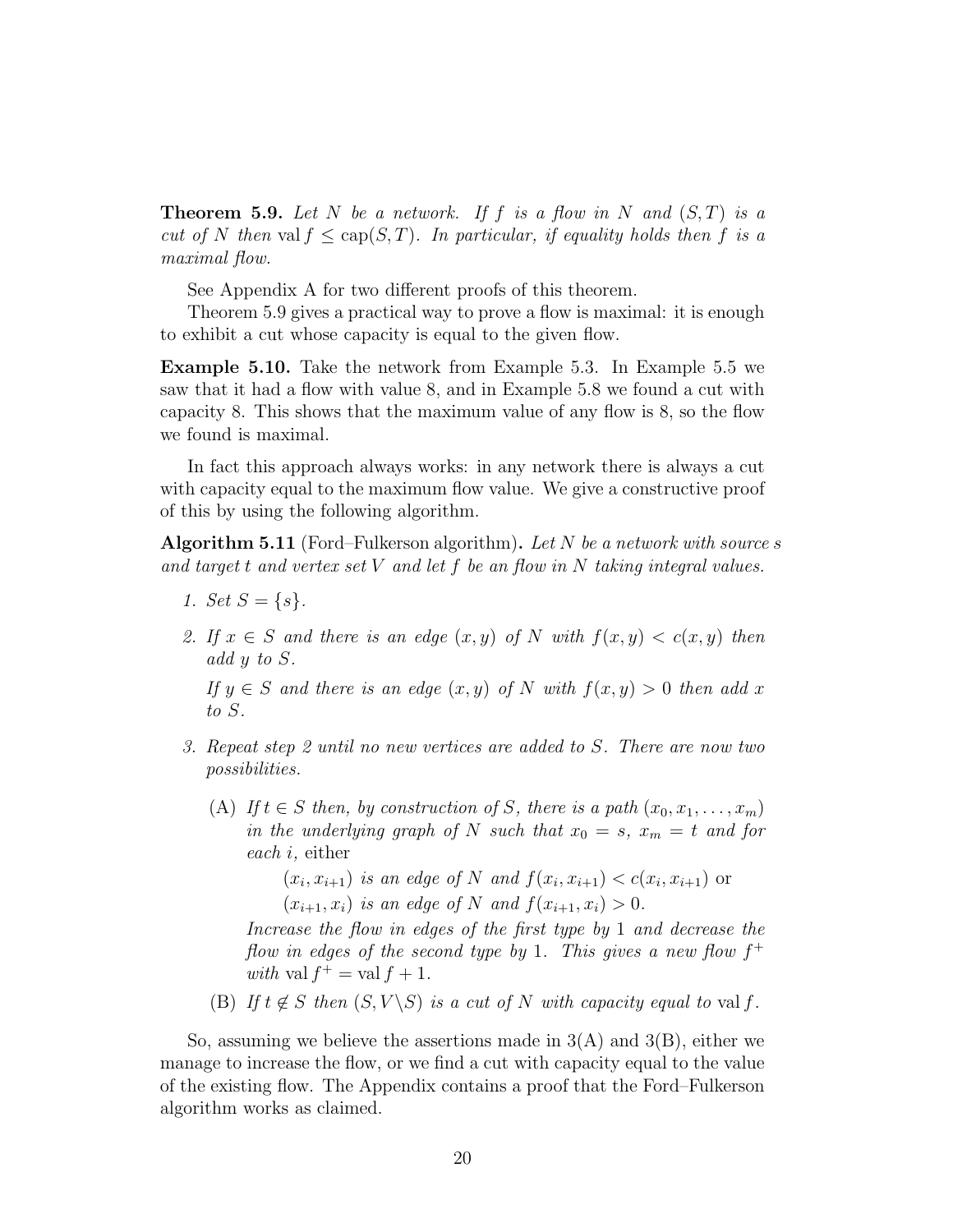**Theorem 5.9.** *Let $N$ be a network. If $f$ is a flow in $N$ and $(S, T)$ is a cut of $N$ then* $\operatorname{val} f \leq \operatorname{cap}(S, T)$*. In particular, if equality holds then $f$ is a maximal flow.*

See Appendix A for two different proofs of this theorem.

Theorem 5.9 gives a practical way to prove a flow is maximal: it is enough to exhibit a cut whose capacity is equal to the given flow.

**Example 5.10.** Take the network from Example 5.3. In Example 5.5 we saw that it had a flow with value 8, and in Example 5.8 we found a cut with capacity 8. This shows that the maximum value of any flow is 8, so the flow we found is maximal.

In fact this approach always works: in any network there is always a cut with capacity equal to the maximum flow value. We give a constructive proof of this by using the following algorithm.

**Algorithm 5.11** (Ford–Fulkerson algorithm)**.** *Let $N$ be a network with source $s$ and target $t$ and vertex set $V$ and let $f$ be an flow in $N$ taking integral values.*

1. *Set $S = \{s\}$.*
2. *If $x \in S$ and there is an edge $(x, y)$ of $N$ with $f(x, y) < c(x, y)$ then add $y$ to $S$.*

   *If $y \in S$ and there is an edge $(x, y)$ of $N$ with $f(x, y) > 0$ then add $x$ to $S$.*
3. *Repeat step 2 until no new vertices are added to $S$. There are now two possibilities.*

   (A) *If $t \in S$ then, by construction of $S$, there is a path $(x_0, x_1, \ldots, x_m)$ in the underlying graph of $N$ such that $x_0 = s$, $x_m = t$ and for each $i$,* either

   $(x_i, x_{i+1})$ *is an edge of $N$ and* $f(x_i, x_{i+1}) < c(x_i, x_{i+1})$ or

   $(x_{i+1}, x_i)$ *is an edge of $N$ and* $f(x_{i+1}, x_i) > 0$.

   *Increase the flow in edges of the first type by 1 and decrease the flow in edges of the second type by 1. This gives a new flow $f^+$ with* $\operatorname{val} f^+ = \operatorname{val} f + 1$.

   (B) *If $t \notin S$ then $(S, V \backslash S)$ is a cut of $N$ with capacity equal to* $\operatorname{val} f$.

So, assuming we believe the assertions made in 3(A) and 3(B), either we manage to increase the flow, or we find a cut with capacity equal to the value of the existing flow. The Appendix contains a proof that the Ford–Fulkerson algorithm works as claimed.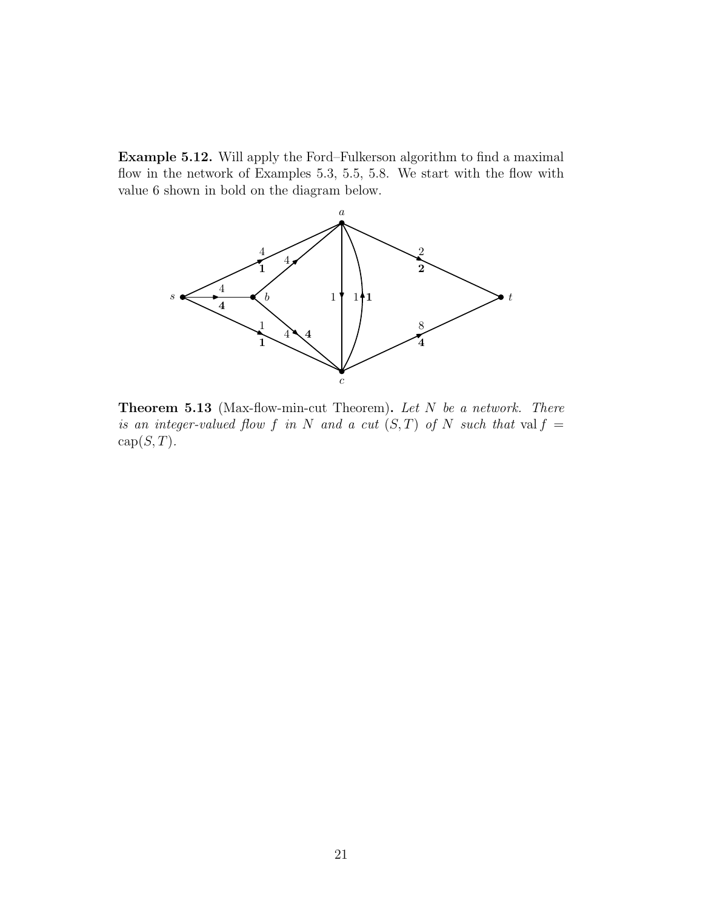**Example 5.12.** Will apply the Ford–Fulkerson algorithm to find a maximal flow in the network of Examples 5.3, 5.5, 5.8. We start with the flow with value 6 shown in bold on the diagram below.

**Theorem 5.13** (Max-flow-min-cut Theorem)**.** *Let $N$ be a network. There is an integer-valued flow $f$ in $N$ and a cut $(S, T)$ of $N$ such that* $\operatorname{val} f = \operatorname{cap}(S, T)$.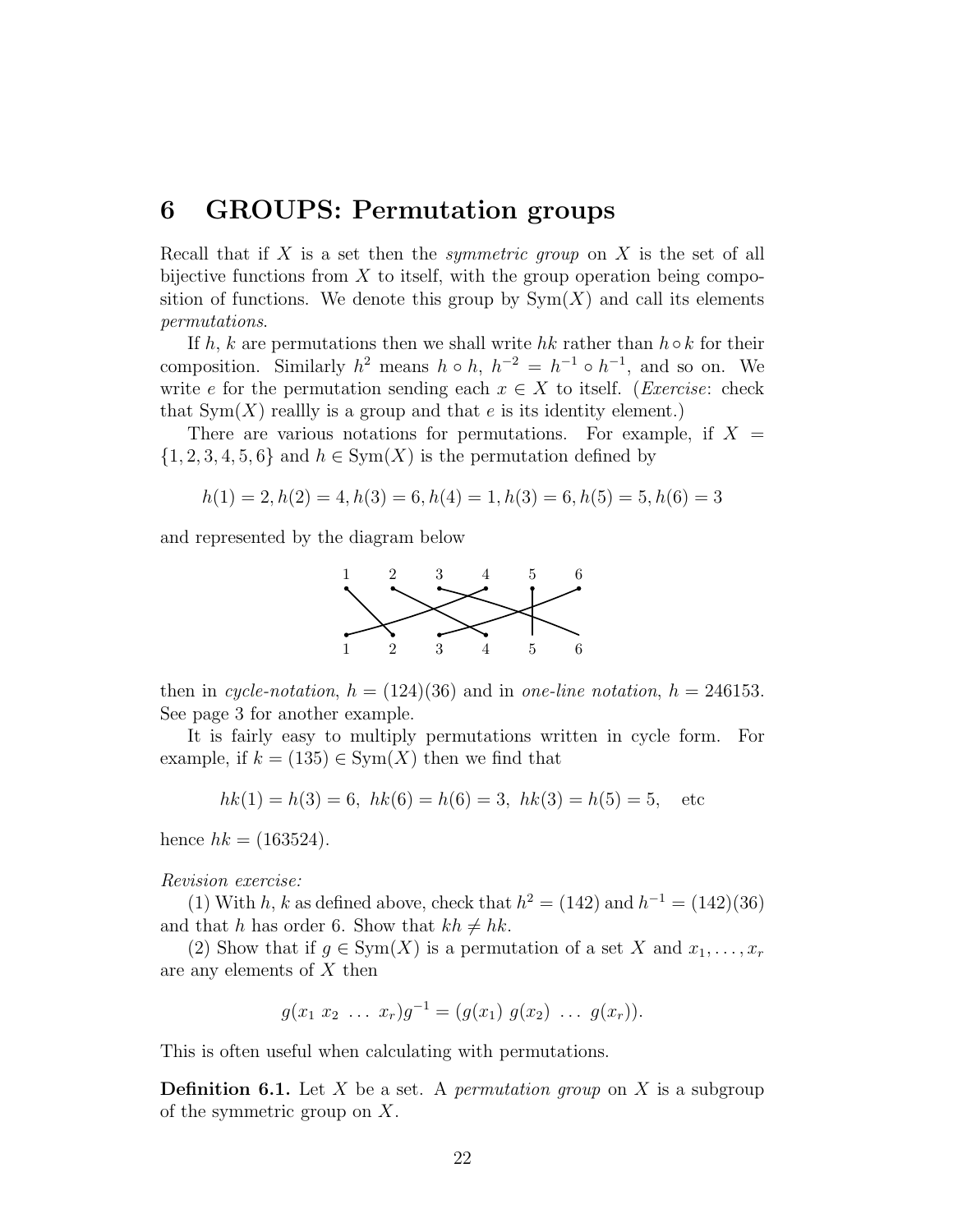## 6 GROUPS: Permutation groups

Recall that if $X$ is a set then the *symmetric group* on $X$ is the set of all bijective functions from $X$ to itself, with the group operation being composition of functions. We denote this group by $\mathrm{Sym}(X)$ and call its elements *permutations*.

If $h$, $k$ are permutations then we shall write $hk$ rather than $h \circ k$ for their composition. Similarly $h^2$ means $h \circ h$, $h^{-2} = h^{-1} \circ h^{-1}$, and so on. We write $e$ for the permutation sending each $x \in X$ to itself. (*Exercise*: check that $\mathrm{Sym}(X)$ reallly is a group and that $e$ is its identity element.)

There are various notations for permutations. For example, if $X = \{1, 2, 3, 4, 5, 6\}$ and $h \in \mathrm{Sym}(X)$ is the permutation defined by

$$h(1) = 2, h(2) = 4, h(3) = 6, h(4) = 1, h(3) = 6, h(5) = 5, h(6) = 3$$

and represented by the diagram below

then in *cycle-notation*, $h = (124)(36)$ and in *one-line notation*, $h = 246153$. See page 3 for another example.

It is fairly easy to multiply permutations written in cycle form. For example, if $k = (135) \in \mathrm{Sym}(X)$ then we find that

$$hk(1) = h(3) = 6, \; hk(6) = h(6) = 3, \; hk(3) = h(5) = 5, \quad \text{etc}$$

hence $hk = (163524)$.

*Revision exercise:*

(1) With $h, k$ as defined above, check that $h^2 = (142)$ and $h^{-1} = (142)(36)$ and that $h$ has order 6. Show that $kh \neq hk$.

(2) Show that if $g \in \mathrm{Sym}(X)$ is a permutation of a set $X$ and $x_1, \ldots, x_r$ are any elements of $X$ then

$$g(x_1 \; x_2 \; \ldots \; x_r)g^{-1} = (g(x_1) \; g(x_2) \; \ldots \; g(x_r)).$$

This is often useful when calculating with permutations.

**Definition 6.1.** Let $X$ be a set. A *permutation group* on $X$ is a subgroup of the symmetric group on $X$.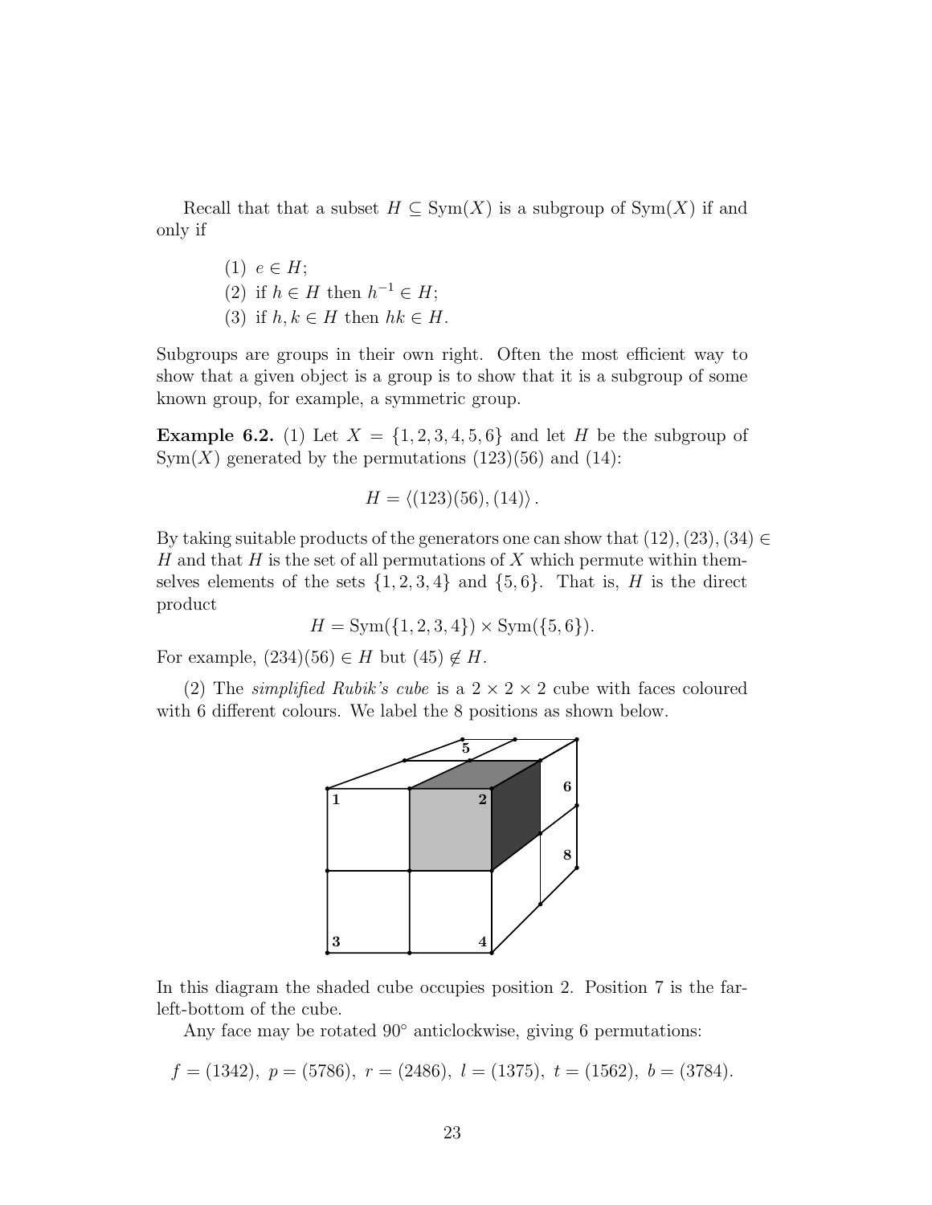Recall that that a subset $H \subseteq \mathrm{Sym}(X)$ is a subgroup of $\mathrm{Sym}(X)$ if and only if

(1) $e \in H$;
(2) if $h \in H$ then $h^{-1} \in H$;
(3) if $h, k \in H$ then $hk \in H$.

Subgroups are groups in their own right. Often the most efficient way to show that a given object is a group is to show that it is a subgroup of some known group, for example, a symmetric group.

**Example 6.2.** (1) Let $X = \{1, 2, 3, 4, 5, 6\}$ and let $H$ be the subgroup of $\mathrm{Sym}(X)$ generated by the permutations $(123)(56)$ and $(14)$:

$$H = \langle (123)(56), (14) \rangle .$$

By taking suitable products of the generators one can show that $(12), (23), (34) \in H$ and that $H$ is the set of all permutations of $X$ which permute within themselves elements of the sets $\{1, 2, 3, 4\}$ and $\{5, 6\}$. That is, $H$ is the direct product

$$H = \mathrm{Sym}(\{1, 2, 3, 4\}) \times \mathrm{Sym}(\{5, 6\}).$$

For example, $(234)(56) \in H$ but $(45) \notin H$.

(2) The *simplified Rubik's cube* is a $2 \times 2 \times 2$ cube with faces coloured with 6 different colours. We label the 8 positions as shown below.

In this diagram the shaded cube occupies position 2. Position 7 is the far-left-bottom of the cube.

Any face may be rotated $90^\circ$ anticlockwise, giving 6 permutations:

$$f = (1342),\ p = (5786),\ r = (2486),\ l = (1375),\ t = (1562),\ b = (3784).$$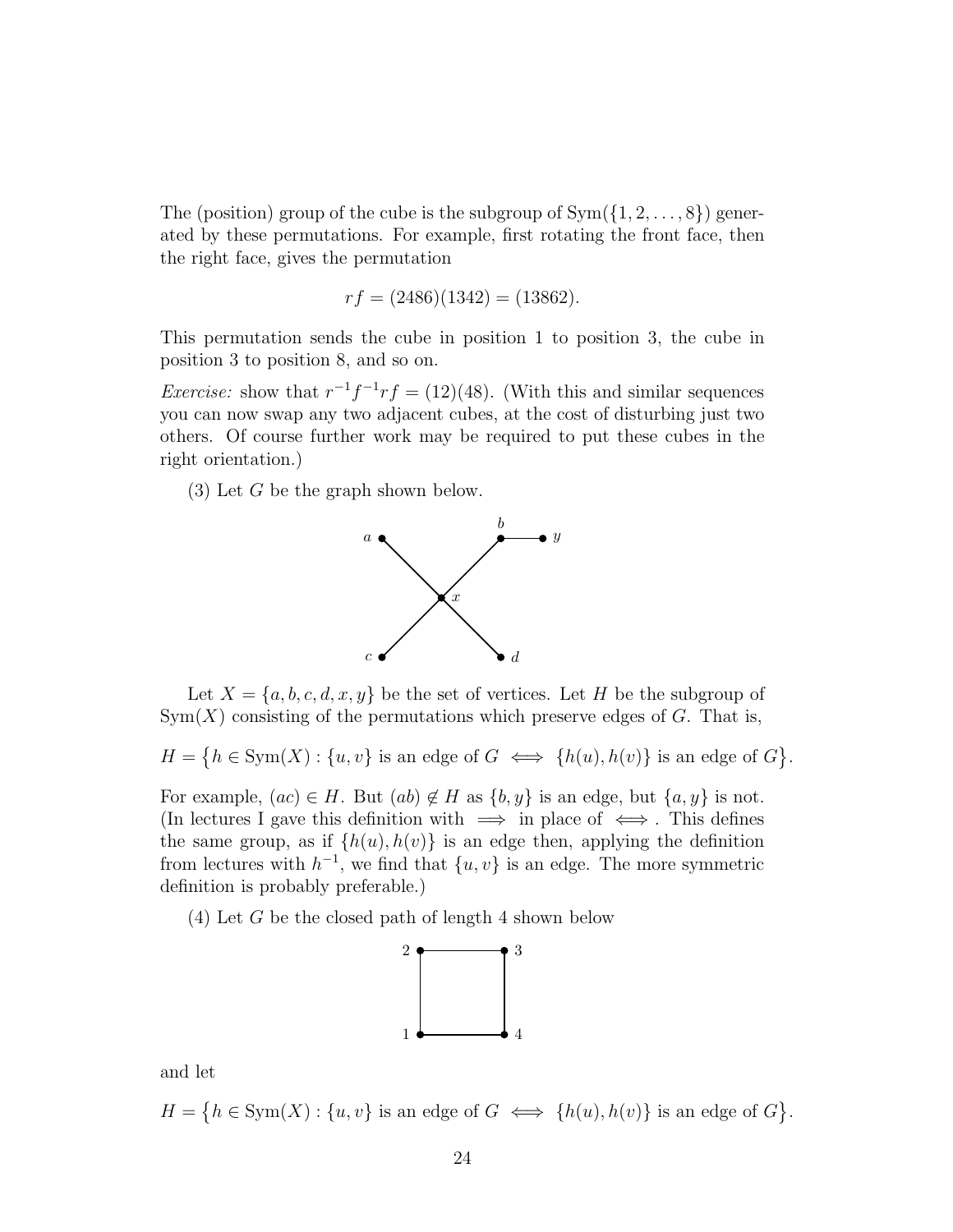The (position) group of the cube is the subgroup of $\mathrm{Sym}(\{1, 2, \ldots, 8\})$ generated by these permutations. For example, first rotating the front face, then the right face, gives the permutation

$$rf = (2486)(1342) = (13862).$$

This permutation sends the cube in position 1 to position 3, the cube in position 3 to position 8, and so on.

*Exercise:* show that $r^{-1}f^{-1}rf = (12)(48)$. (With this and similar sequences you can now swap any two adjacent cubes, at the cost of disturbing just two others. Of course further work may be required to put these cubes in the right orientation.)

(3) Let $G$ be the graph shown below.

Let $X = \{a, b, c, d, x, y\}$ be the set of vertices. Let $H$ be the subgroup of $\mathrm{Sym}(X)$ consisting of the permutations which preserve edges of $G$. That is,

$$H = \big\{h \in \mathrm{Sym}(X) : \{u, v\} \text{ is an edge of } G \iff \{h(u), h(v)\} \text{ is an edge of } G\big\}.$$

For example, $(ac) \in H$. But $(ab) \notin H$ as $\{b, y\}$ is an edge, but $\{a, y\}$ is not. (In lectures I gave this definition with $\implies$ in place of $\iff$. This defines the same group, as if $\{h(u), h(v)\}$ is an edge then, applying the definition from lectures with $h^{-1}$, we find that $\{u, v\}$ is an edge. The more symmetric definition is probably preferable.)

(4) Let $G$ be the closed path of length 4 shown below

and let

$$H = \big\{h \in \mathrm{Sym}(X) : \{u, v\} \text{ is an edge of } G \iff \{h(u), h(v)\} \text{ is an edge of } G\big\}.$$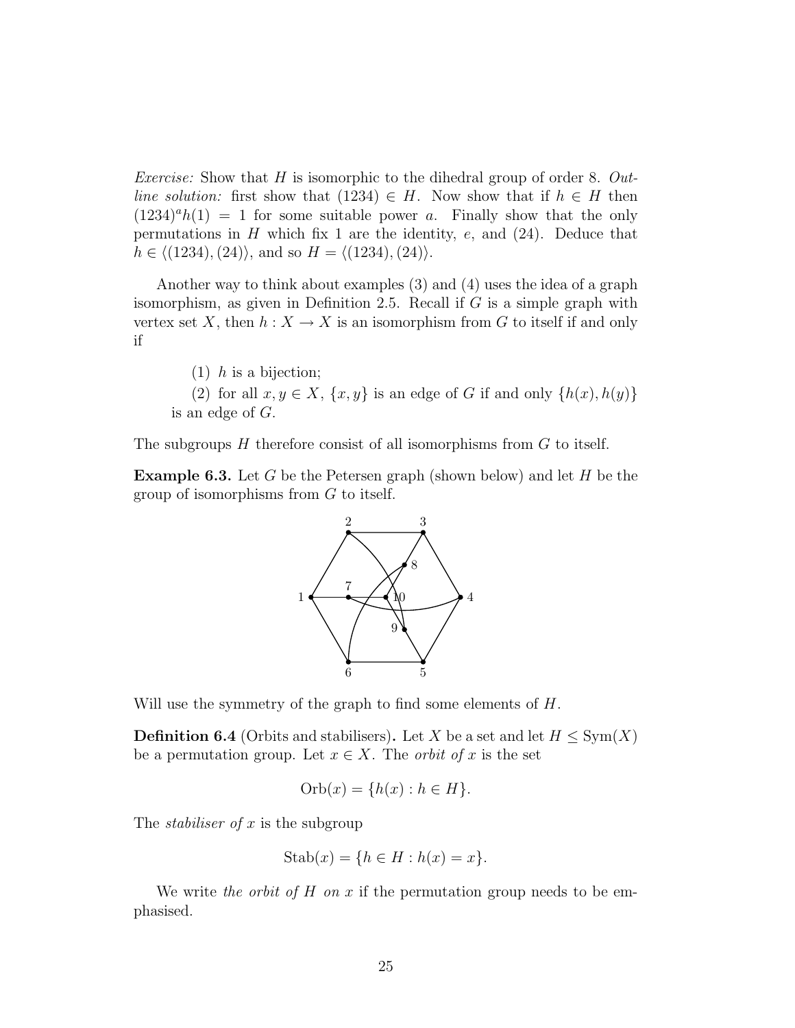*Exercise:* Show that $H$ is isomorphic to the dihedral group of order 8. *Outline solution:* first show that $(1234) \in H$. Now show that if $h \in H$ then $(1234)^a h(1) = 1$ for some suitable power $a$. Finally show that the only permutations in $H$ which fix 1 are the identity, $e$, and $(24)$. Deduce that $h \in \langle (1234), (24) \rangle$, and so $H = \langle (1234), (24) \rangle$.

Another way to think about examples (3) and (4) uses the idea of a graph isomorphism, as given in Definition 2.5. Recall if $G$ is a simple graph with vertex set $X$, then $h : X \to X$ is an isomorphism from $G$ to itself if and only if

(1) $h$ is a bijection;

(2) for all $x, y \in X$, $\{x, y\}$ is an edge of $G$ if and only $\{h(x), h(y)\}$ is an edge of $G$.

The subgroups $H$ therefore consist of all isomorphisms from $G$ to itself.

**Example 6.3.** Let $G$ be the Petersen graph (shown below) and let $H$ be the group of isomorphisms from $G$ to itself.

Will use the symmetry of the graph to find some elements of $H$.

**Definition 6.4** (Orbits and stabilisers)**.** Let $X$ be a set and let $H \leq \mathrm{Sym}(X)$ be a permutation group. Let $x \in X$. The *orbit of* $x$ is the set

$$\mathrm{Orb}(x) = \{h(x) : h \in H\}.$$

The *stabiliser of* $x$ is the subgroup

$$\mathrm{Stab}(x) = \{h \in H : h(x) = x\}.$$

We write *the orbit of* $H$ *on* $x$ if the permutation group needs to be emphasised.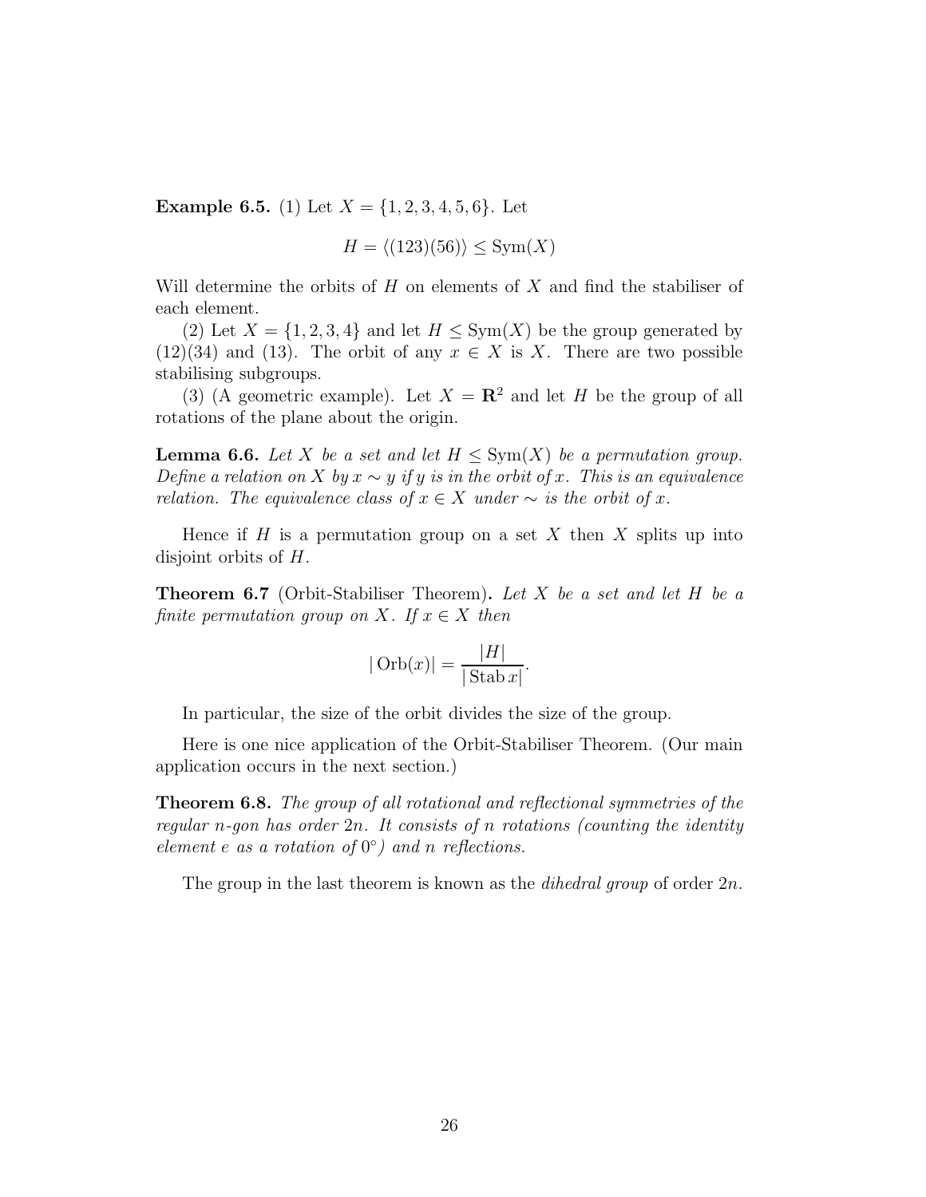**Example 6.5.** (1) Let $X = \{1, 2, 3, 4, 5, 6\}$. Let

$$H = \langle (123)(56) \rangle \leq \mathrm{Sym}(X)$$

Will determine the orbits of $H$ on elements of $X$ and find the stabiliser of each element.

(2) Let $X = \{1, 2, 3, 4\}$ and let $H \leq \mathrm{Sym}(X)$ be the group generated by $(12)(34)$ and $(13)$. The orbit of any $x \in X$ is $X$. There are two possible stabilising subgroups.

(3) (A geometric example). Let $X = \mathbf{R}^2$ and let $H$ be the group of all rotations of the plane about the origin.

**Lemma 6.6.** *Let $X$ be a set and let $H \leq \mathrm{Sym}(X)$ be a permutation group. Define a relation on $X$ by $x \sim y$ if $y$ is in the orbit of $x$. This is an equivalence relation. The equivalence class of $x \in X$ under $\sim$ is the orbit of $x$.*

Hence if $H$ is a permutation group on a set $X$ then $X$ splits up into disjoint orbits of $H$.

**Theorem 6.7** (Orbit-Stabiliser Theorem)**.** *Let $X$ be a set and let $H$ be a finite permutation group on $X$. If $x \in X$ then*

$$|\operatorname{Orb}(x)| = \frac{|H|}{|\operatorname{Stab} x|}.$$

In particular, the size of the orbit divides the size of the group.

Here is one nice application of the Orbit-Stabiliser Theorem. (Our main application occurs in the next section.)

**Theorem 6.8.** *The group of all rotational and reflectional symmetries of the regular $n$-gon has order $2n$. It consists of $n$ rotations (counting the identity element $e$ as a rotation of $0^\circ$) and $n$ reflections.*

The group in the last theorem is known as the *dihedral group* of order $2n$.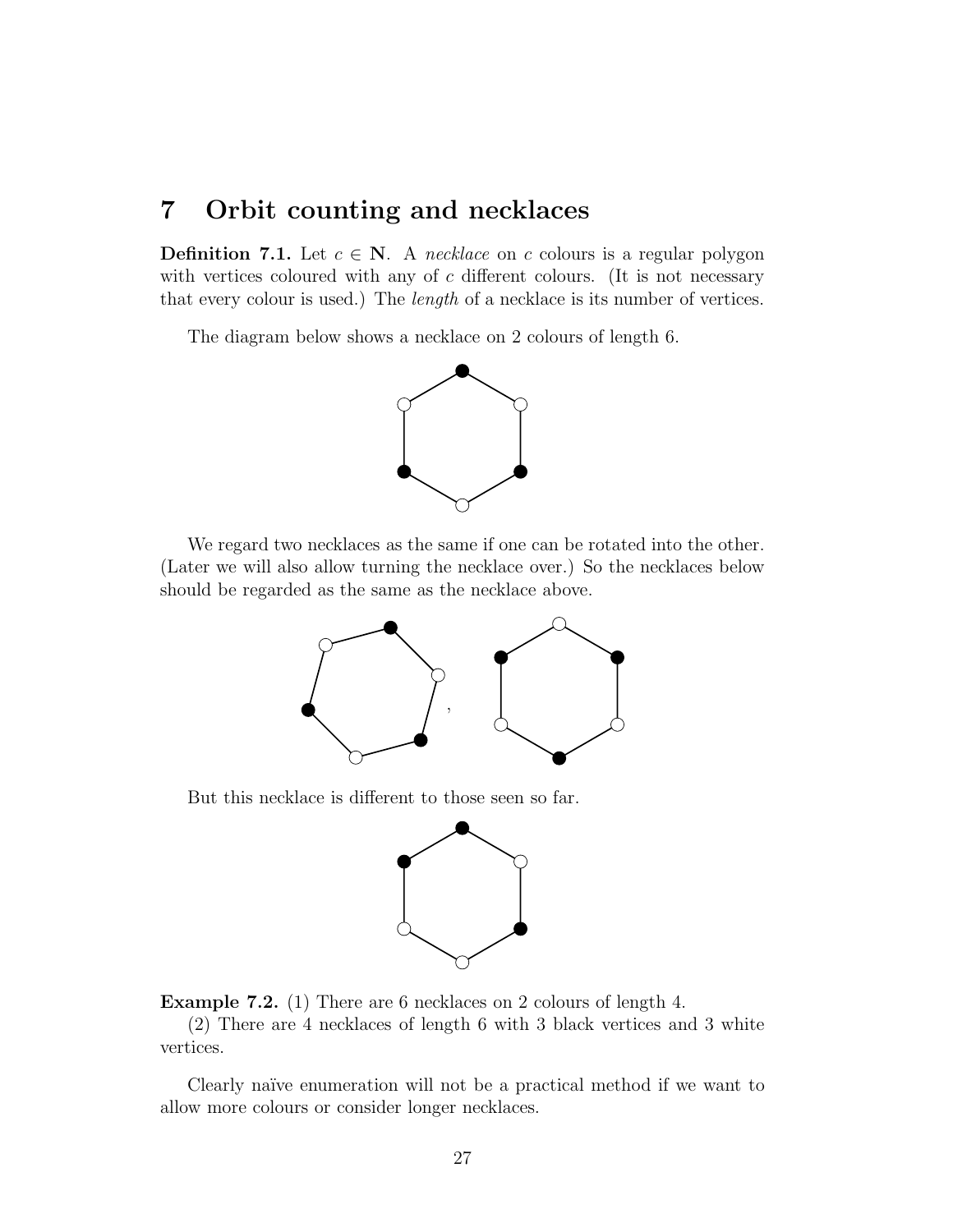## 7 Orbit counting and necklaces

**Definition 7.1.** Let $c \in \mathbf{N}$. A *necklace* on $c$ colours is a regular polygon with vertices coloured with any of $c$ different colours. (It is not necessary that every colour is used.) The *length* of a necklace is its number of vertices.

The diagram below shows a necklace on 2 colours of length 6.

We regard two necklaces as the same if one can be rotated into the other. (Later we will also allow turning the necklace over.) So the necklaces below should be regarded as the same as the necklace above.

But this necklace is different to those seen so far.

**Example 7.2.** (1) There are 6 necklaces on 2 colours of length 4.

(2) There are 4 necklaces of length 6 with 3 black vertices and 3 white vertices.

Clearly naïve enumeration will not be a practical method if we want to allow more colours or consider longer necklaces.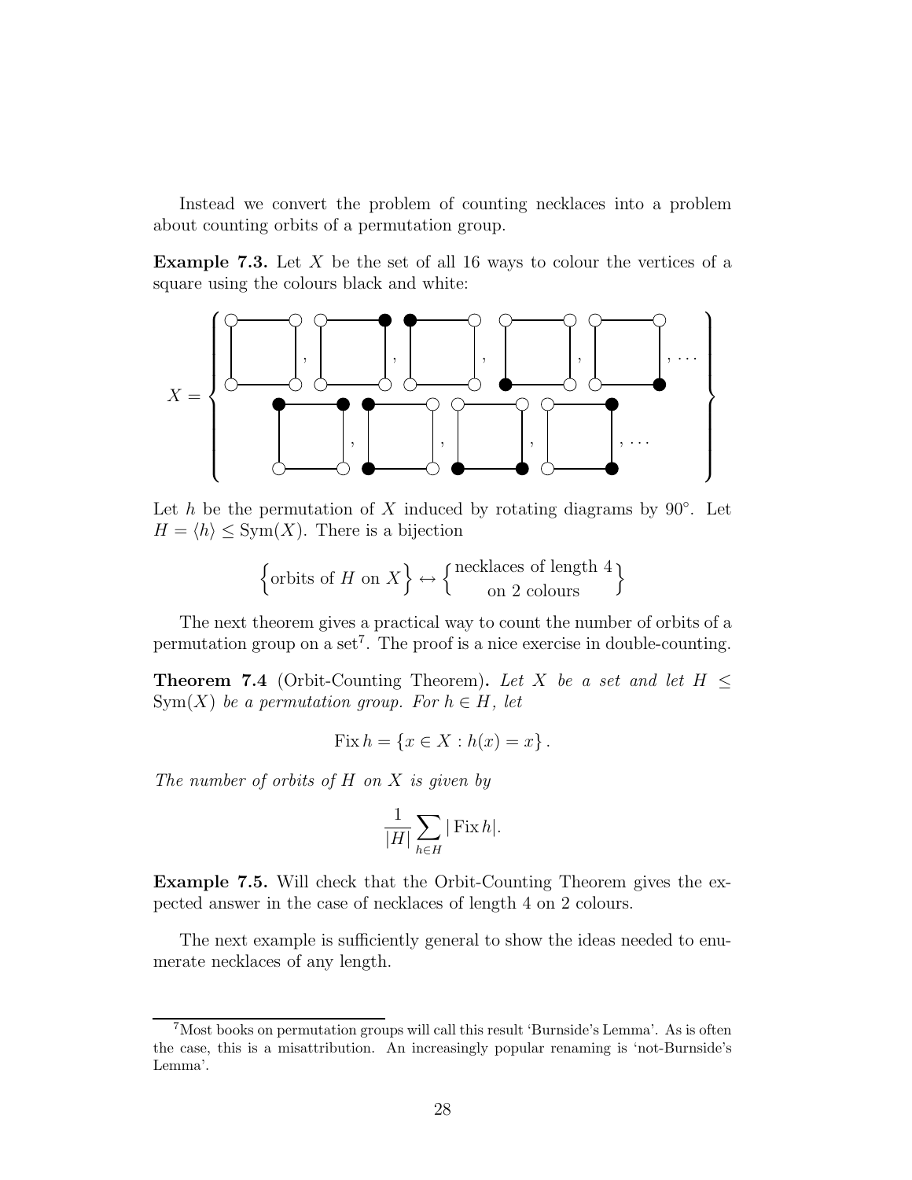Instead we convert the problem of counting necklaces into a problem about counting orbits of a permutation group.

**Example 7.3.** Let $X$ be the set of all 16 ways to colour the vertices of a square using the colours black and white:

$X = \{ \ldots \}$

Let $h$ be the permutation of $X$ induced by rotating diagrams by $90^\circ$. Let $H = \langle h \rangle \leq \mathrm{Sym}(X)$. There is a bijection

$$\Big\{ \text{orbits of } H \text{ on } X \Big\} \leftrightarrow \left\{ \begin{matrix} \text{necklaces of length 4} \\ \text{on 2 colours} \end{matrix} \right\}$$

The next theorem gives a practical way to count the number of orbits of a permutation group on a set[7]. The proof is a nice exercise in double-counting.

**Theorem 7.4** (Orbit-Counting Theorem)**.** *Let $X$ be a set and let $H \leq \mathrm{Sym}(X)$ be a permutation group. For $h \in H$, let*

$$\mathrm{Fix}\, h = \{ x \in X : h(x) = x \}.$$

*The number of orbits of $H$ on $X$ is given by*

$$\frac{1}{|H|} \sum_{h \in H} |\mathrm{Fix}\, h|.$$

**Example 7.5.** Will check that the Orbit-Counting Theorem gives the expected answer in the case of necklaces of length 4 on 2 colours.

The next example is sufficiently general to show the ideas needed to enumerate necklaces of any length.

[7] Most books on permutation groups will call this result 'Burnside's Lemma'. As is often the case, this is a misattribution. An increasingly popular renaming is 'not-Burnside's Lemma'.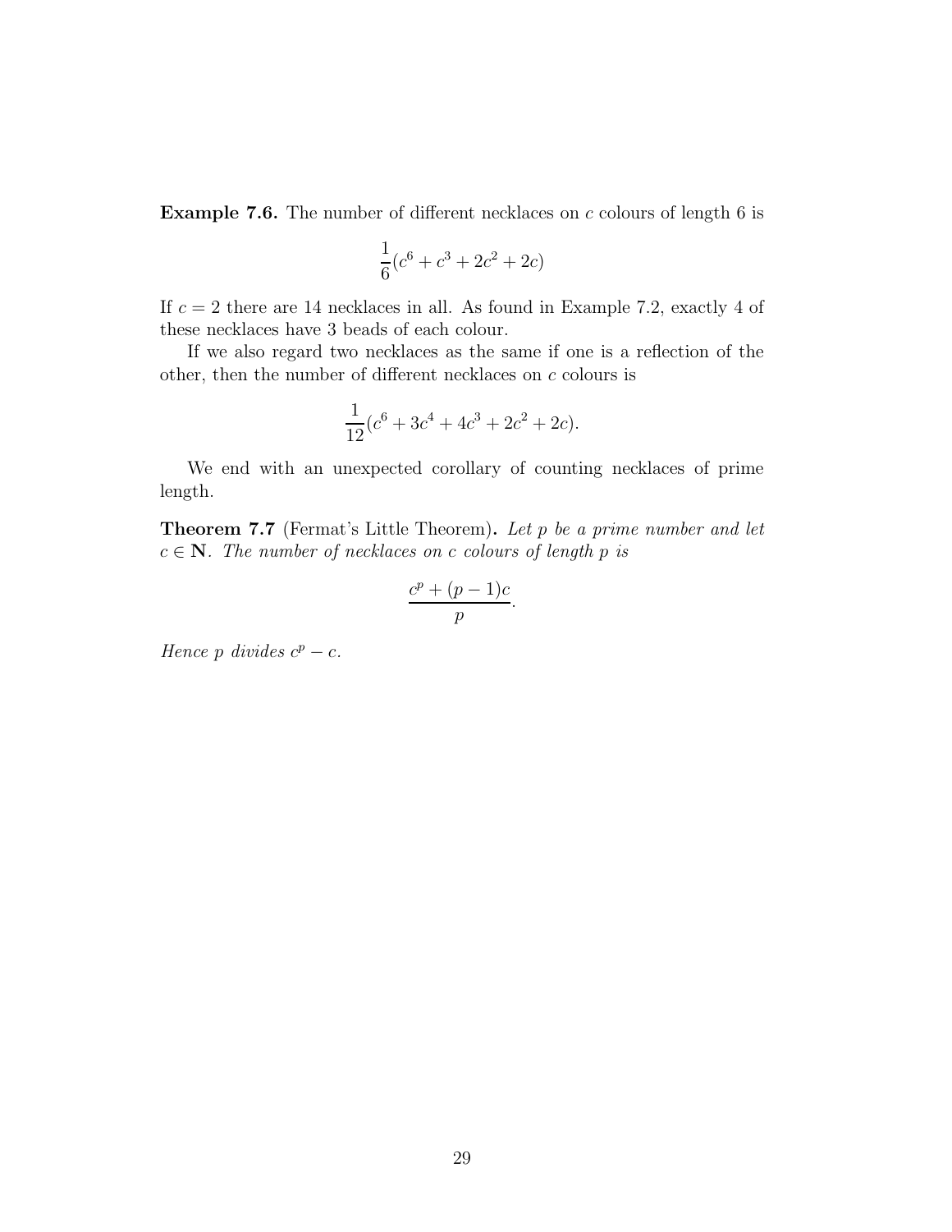**Example 7.6.** The number of different necklaces on $c$ colours of length 6 is

$$\frac{1}{6}(c^6 + c^3 + 2c^2 + 2c)$$

If $c = 2$ there are 14 necklaces in all. As found in Example 7.2, exactly 4 of these necklaces have 3 beads of each colour.

If we also regard two necklaces as the same if one is a reflection of the other, then the number of different necklaces on $c$ colours is

$$\frac{1}{12}(c^6 + 3c^4 + 4c^3 + 2c^2 + 2c).$$

We end with an unexpected corollary of counting necklaces of prime length.

**Theorem 7.7** (Fermat's Little Theorem)**.** *Let $p$ be a prime number and let $c \in \mathbf{N}$. The number of necklaces on $c$ colours of length $p$ is*

$$\frac{c^p + (p-1)c}{p}.$$

*Hence $p$ divides $c^p - c$.*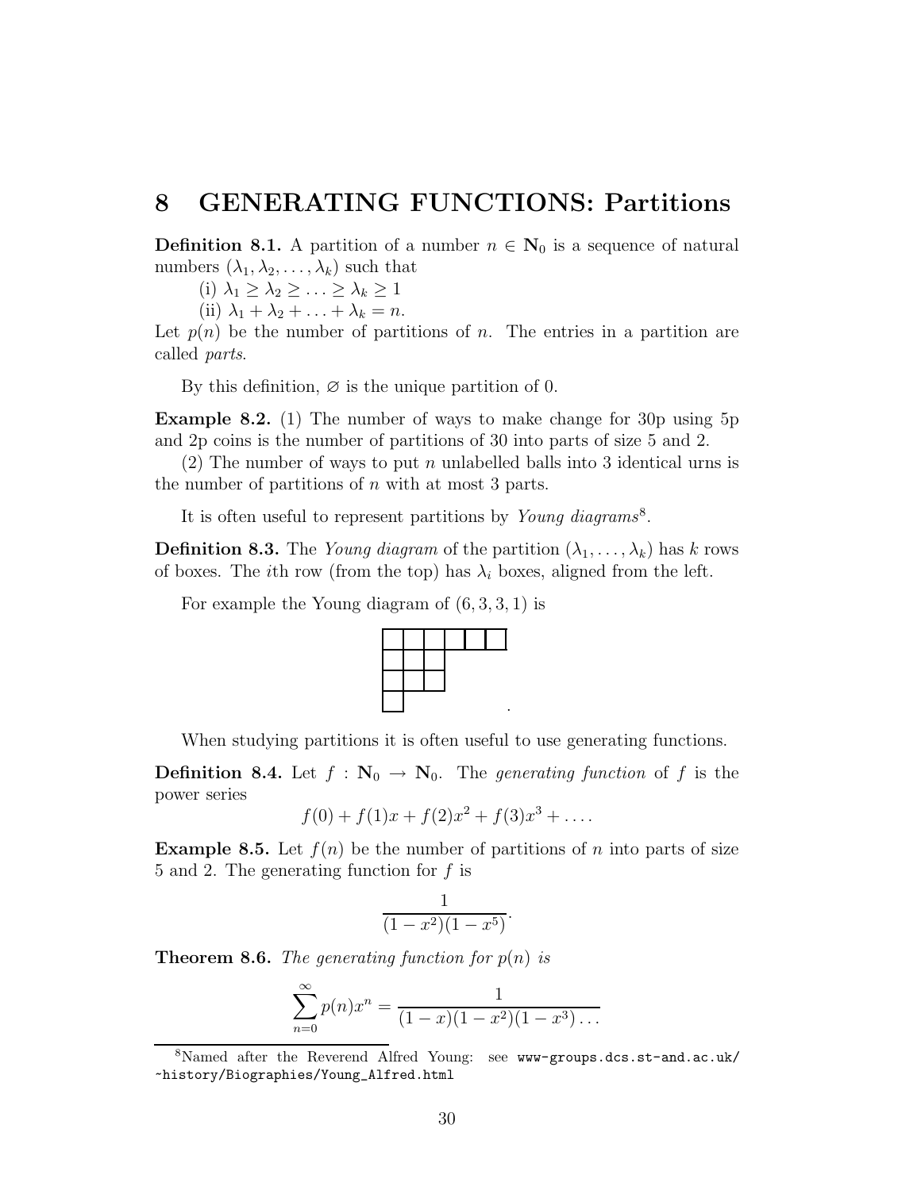# 8 GENERATING FUNCTIONS: Partitions

**Definition 8.1.** A partition of a number $n \in \mathbf{N}_0$ is a sequence of natural numbers $(\lambda_1, \lambda_2, \ldots, \lambda_k)$ such that

(i) $\lambda_1 \geq \lambda_2 \geq \ldots \geq \lambda_k \geq 1$

(ii) $\lambda_1 + \lambda_2 + \ldots + \lambda_k = n$.

Let $p(n)$ be the number of partitions of $n$. The entries in a partition are called *parts*.

By this definition, $\varnothing$ is the unique partition of 0.

**Example 8.2.** (1) The number of ways to make change for 30p using 5p and 2p coins is the number of partitions of 30 into parts of size 5 and 2.

(2) The number of ways to put $n$ unlabelled balls into 3 identical urns is the number of partitions of $n$ with at most 3 parts.

It is often useful to represent partitions by *Young diagrams*[8].

**Definition 8.3.** The *Young diagram* of the partition $(\lambda_1, \ldots, \lambda_k)$ has $k$ rows of boxes. The $i$th row (from the top) has $\lambda_i$ boxes, aligned from the left.

For example the Young diagram of $(6, 3, 3, 1)$ is

When studying partitions it is often useful to use generating functions.

**Definition 8.4.** Let $f : \mathbf{N}_0 \to \mathbf{N}_0$. The *generating function* of $f$ is the power series

$$f(0) + f(1)x + f(2)x^2 + f(3)x^3 + \ldots.$$

**Example 8.5.** Let $f(n)$ be the number of partitions of $n$ into parts of size 5 and 2. The generating function for $f$ is

$$\frac{1}{(1-x^2)(1-x^5)}.$$

**Theorem 8.6.** *The generating function for $p(n)$ is*

$$\sum_{n=0}^{\infty} p(n)x^n = \frac{1}{(1-x)(1-x^2)(1-x^3)\ldots}$$

---

[8] Named after the Reverend Alfred Young: see www-groups.dcs.st-and.ac.uk/~history/Biographies/Young_Alfred.html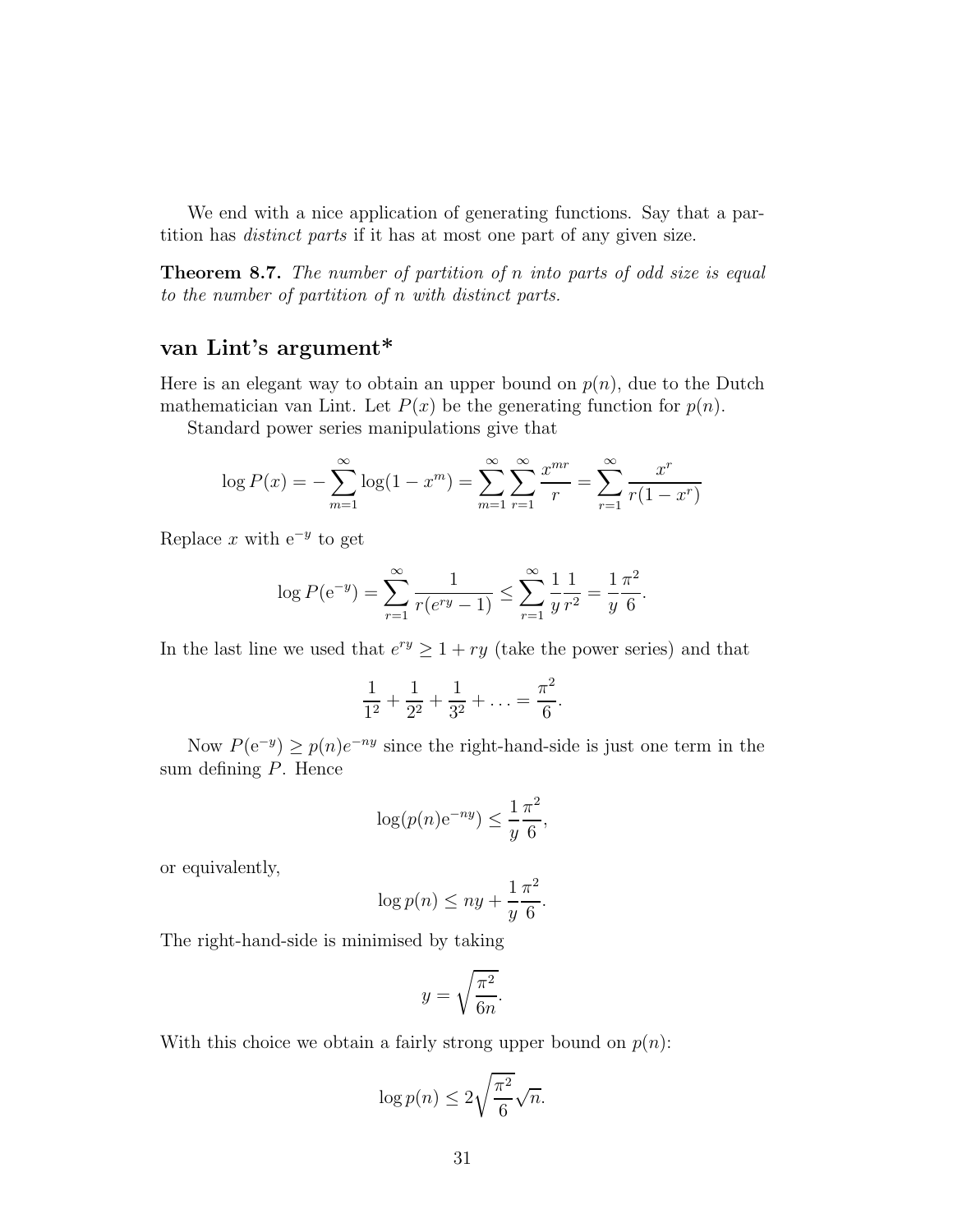We end with a nice application of generating functions. Say that a partition has *distinct parts* if it has at most one part of any given size.

**Theorem 8.7.** *The number of partition of $n$ into parts of odd size is equal to the number of partition of $n$ with distinct parts.*

## van Lint's argument*

Here is an elegant way to obtain an upper bound on $p(n)$, due to the Dutch mathematician van Lint. Let $P(x)$ be the generating function for $p(n)$.

Standard power series manipulations give that

$$\log P(x) = -\sum_{m=1}^{\infty} \log(1 - x^m) = \sum_{m=1}^{\infty} \sum_{r=1}^{\infty} \frac{x^{mr}}{r} = \sum_{r=1}^{\infty} \frac{x^r}{r(1-x^r)}$$

Replace $x$ with $\mathrm{e}^{-y}$ to get

$$\log P(\mathrm{e}^{-y}) = \sum_{r=1}^{\infty} \frac{1}{r(e^{ry} - 1)} \leq \sum_{r=1}^{\infty} \frac{1}{y} \frac{1}{r^2} = \frac{1}{y} \frac{\pi^2}{6}.$$

In the last line we used that $e^{ry} \geq 1 + ry$ (take the power series) and that

$$\frac{1}{1^2} + \frac{1}{2^2} + \frac{1}{3^2} + \ldots = \frac{\pi^2}{6}.$$

Now $P(\mathrm{e}^{-y}) \geq p(n)e^{-ny}$ since the right-hand-side is just one term in the sum defining $P$. Hence

$$\log(p(n)\mathrm{e}^{-ny}) \leq \frac{1}{y} \frac{\pi^2}{6},$$

or equivalently,

$$\log p(n) \leq ny + \frac{1}{y} \frac{\pi^2}{6}.$$

The right-hand-side is minimised by taking

$$y = \sqrt{\frac{\pi^2}{6n}}.$$

With this choice we obtain a fairly strong upper bound on $p(n)$:

$$\log p(n) \leq 2\sqrt{\frac{\pi^2}{6}}\sqrt{n}.$$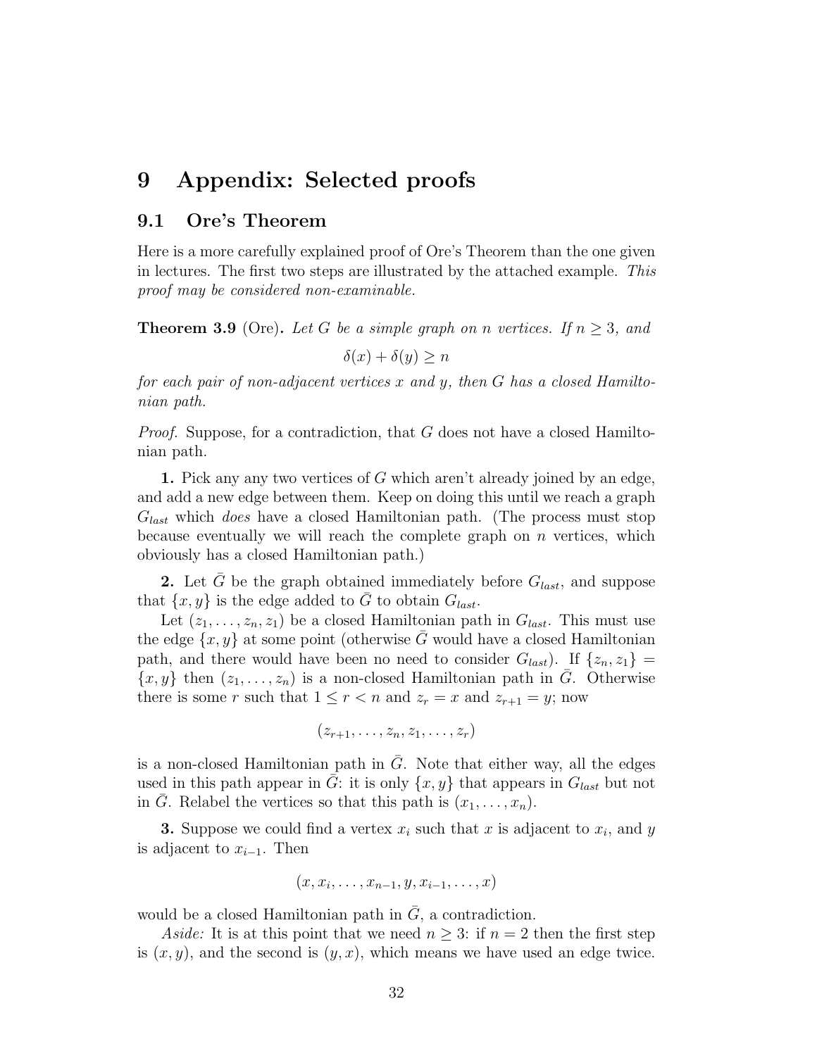# 9 Appendix: Selected proofs

## 9.1 Ore's Theorem

Here is a more carefully explained proof of Ore's Theorem than the one given in lectures. The first two steps are illustrated by the attached example. *This proof may be considered non-examinable.*

**Theorem 3.9** (Ore)**.** *Let $G$ be a simple graph on $n$ vertices. If $n \geq 3$, and*

$$\delta(x) + \delta(y) \geq n$$

*for each pair of non-adjacent vertices $x$ and $y$, then $G$ has a closed Hamiltonian path.*

*Proof.* Suppose, for a contradiction, that $G$ does not have a closed Hamiltonian path.

**1.** Pick any any two vertices of $G$ which aren't already joined by an edge, and add a new edge between them. Keep on doing this until we reach a graph $G_{last}$ which *does* have a closed Hamiltonian path. (The process must stop because eventually we will reach the complete graph on $n$ vertices, which obviously has a closed Hamiltonian path.)

**2.** Let $\bar{G}$ be the graph obtained immediately before $G_{last}$, and suppose that $\{x, y\}$ is the edge added to $\bar{G}$ to obtain $G_{last}$.

Let $(z_1, \ldots, z_n, z_1)$ be a closed Hamiltonian path in $G_{last}$. This must use the edge $\{x, y\}$ at some point (otherwise $\bar{G}$ would have a closed Hamiltonian path, and there would have been no need to consider $G_{last}$). If $\{z_n, z_1\} = \{x, y\}$ then $(z_1, \ldots, z_n)$ is a non-closed Hamiltonian path in $\bar{G}$. Otherwise there is some $r$ such that $1 \leq r < n$ and $z_r = x$ and $z_{r+1} = y$; now

$$(z_{r+1}, \ldots, z_n, z_1, \ldots, z_r)$$

is a non-closed Hamiltonian path in $\bar{G}$. Note that either way, all the edges used in this path appear in $\bar{G}$: it is only $\{x, y\}$ that appears in $G_{last}$ but not in $\bar{G}$. Relabel the vertices so that this path is $(x_1, \ldots, x_n)$.

**3.** Suppose we could find a vertex $x_i$ such that $x$ is adjacent to $x_i$, and $y$ is adjacent to $x_{i-1}$. Then

$$(x, x_i, \ldots, x_{n-1}, y, x_{i-1}, \ldots, x)$$

would be a closed Hamiltonian path in $\bar{G}$, a contradiction.

*Aside:* It is at this point that we need $n \geq 3$: if $n = 2$ then the first step is $(x, y)$, and the second is $(y, x)$, which means we have used an edge twice.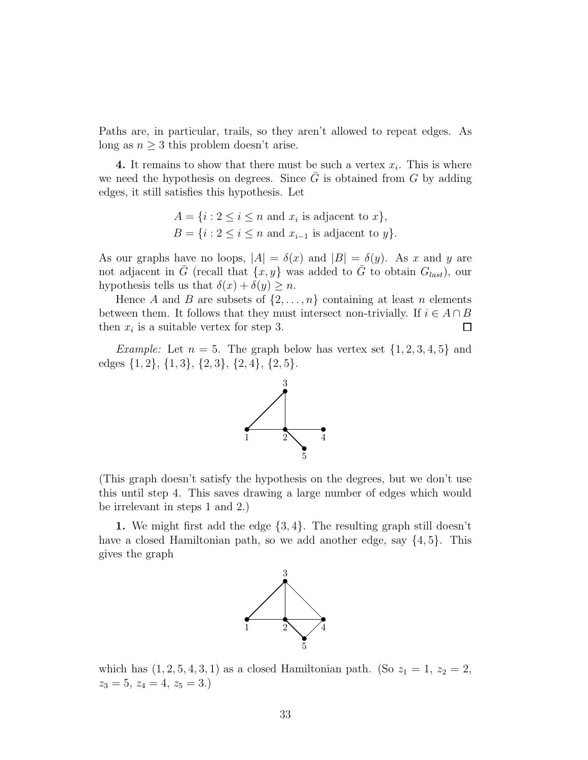Paths are, in particular, trails, so they aren't allowed to repeat edges. As long as $n \geq 3$ this problem doesn't arise.

**4.** It remains to show that there must be such a vertex $x_i$. This is where we need the hypothesis on degrees. Since $\bar{G}$ is obtained from $G$ by adding edges, it still satisfies this hypothesis. Let

$$A = \{i : 2 \leq i \leq n \text{ and } x_i \text{ is adjacent to } x\},$$
$$B = \{i : 2 \leq i \leq n \text{ and } x_{i-1} \text{ is adjacent to } y\}.$$

As our graphs have no loops, $|A| = \delta(x)$ and $|B| = \delta(y)$. As $x$ and $y$ are not adjacent in $\bar{G}$ (recall that $\{x, y\}$ was added to $\bar{G}$ to obtain $G_{last}$), our hypothesis tells us that $\delta(x) + \delta(y) \geq n$.

Hence $A$ and $B$ are subsets of $\{2, \ldots, n\}$ containing at least $n$ elements between them. It follows that they must intersect non-trivially. If $i \in A \cap B$ then $x_i$ is a suitable vertex for step 3. □

*Example:* Let $n = 5$. The graph below has vertex set $\{1, 2, 3, 4, 5\}$ and edges $\{1, 2\}$, $\{1, 3\}$, $\{2, 3\}$, $\{2, 4\}$, $\{2, 5\}$.

(This graph doesn't satisfy the hypothesis on the degrees, but we don't use this until step 4. This saves drawing a large number of edges which would be irrelevant in steps 1 and 2.)

**1.** We might first add the edge $\{3, 4\}$. The resulting graph still doesn't have a closed Hamiltonian path, so we add another edge, say $\{4, 5\}$. This gives the graph

which has $(1, 2, 5, 4, 3, 1)$ as a closed Hamiltonian path. (So $z_1 = 1$, $z_2 = 2$, $z_3 = 5$, $z_4 = 4$, $z_5 = 3$.)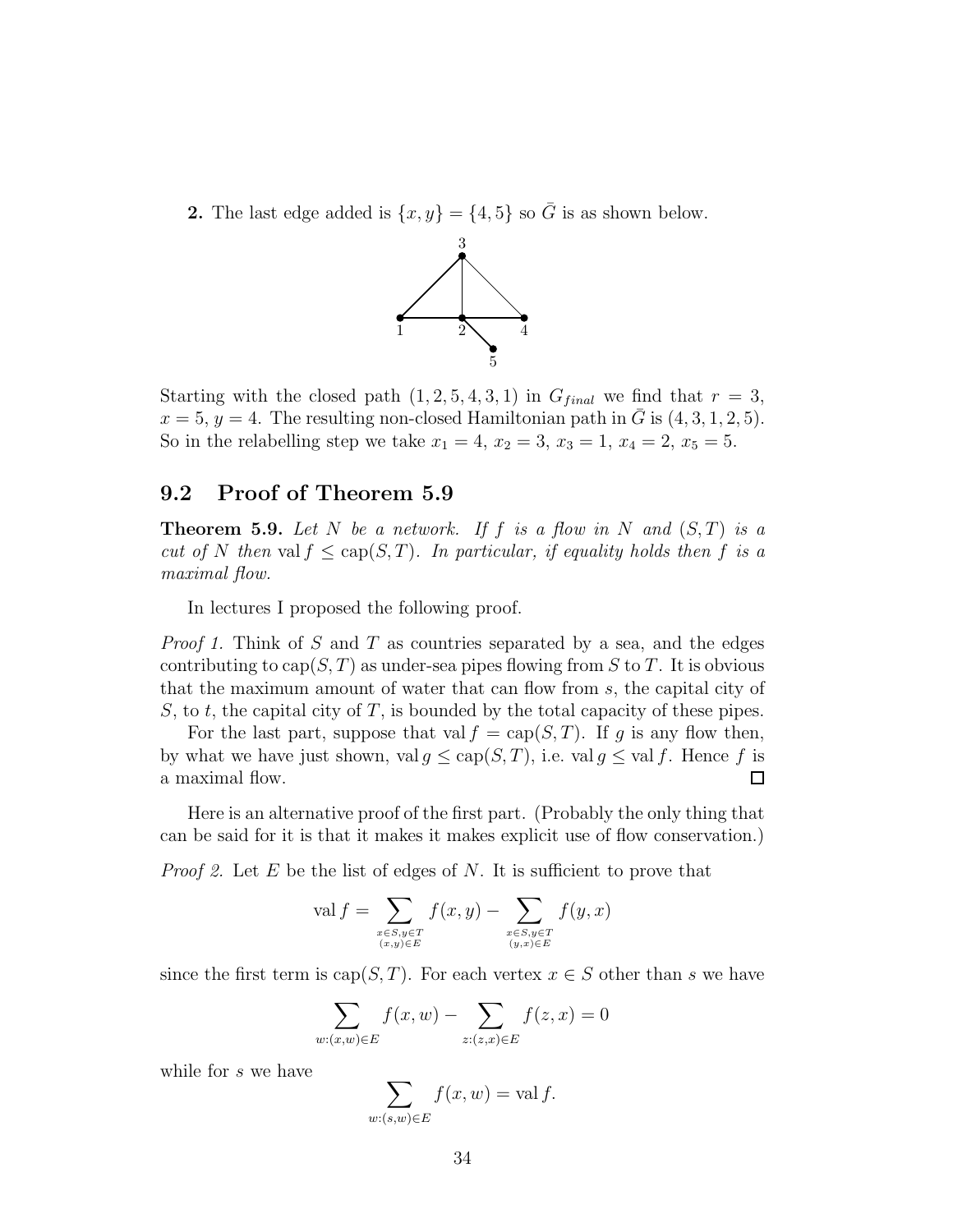**2.** The last edge added is $\{x, y\} = \{4, 5\}$ so $\bar{G}$ is as shown below.

Starting with the closed path $(1, 2, 5, 4, 3, 1)$ in $G_{final}$ we find that $r = 3$, $x = 5$, $y = 4$. The resulting non-closed Hamiltonian path in $\bar{G}$ is $(4, 3, 1, 2, 5)$. So in the relabelling step we take $x_1 = 4$, $x_2 = 3$, $x_3 = 1$, $x_4 = 2$, $x_5 = 5$.

## 9.2 Proof of Theorem 5.9

**Theorem 5.9.** *Let $N$ be a network. If $f$ is a flow in $N$ and $(S, T)$ is a cut of $N$ then* $\operatorname{val} f \leq \operatorname{cap}(S, T)$. *In particular, if equality holds then $f$ is a maximal flow.*

In lectures I proposed the following proof.

*Proof 1.* Think of $S$ and $T$ as countries separated by a sea, and the edges contributing to $\operatorname{cap}(S, T)$ as under-sea pipes flowing from $S$ to $T$. It is obvious that the maximum amount of water that can flow from $s$, the capital city of $S$, to $t$, the capital city of $T$, is bounded by the total capacity of these pipes.

For the last part, suppose that $\operatorname{val} f = \operatorname{cap}(S, T)$. If $g$ is any flow then, by what we have just shown, $\operatorname{val} g \leq \operatorname{cap}(S, T)$, i.e. $\operatorname{val} g \leq \operatorname{val} f$. Hence $f$ is a maximal flow. □

Here is an alternative proof of the first part. (Probably the only thing that can be said for it is that it makes it makes explicit use of flow conservation.)

*Proof 2.* Let $E$ be the list of edges of $N$. It is sufficient to prove that

$$\operatorname{val} f = \sum_{\substack{x \in S, y \in T \\ (x,y) \in E}} f(x, y) - \sum_{\substack{x \in S, y \in T \\ (y,x) \in E}} f(y, x)$$

since the first term is $\operatorname{cap}(S, T)$. For each vertex $x \in S$ other than $s$ we have

$$\sum_{w:(x,w) \in E} f(x, w) - \sum_{z:(z,x) \in E} f(z, x) = 0$$

while for $s$ we have

$$\sum_{w:(s,w) \in E} f(x, w) = \operatorname{val} f.$$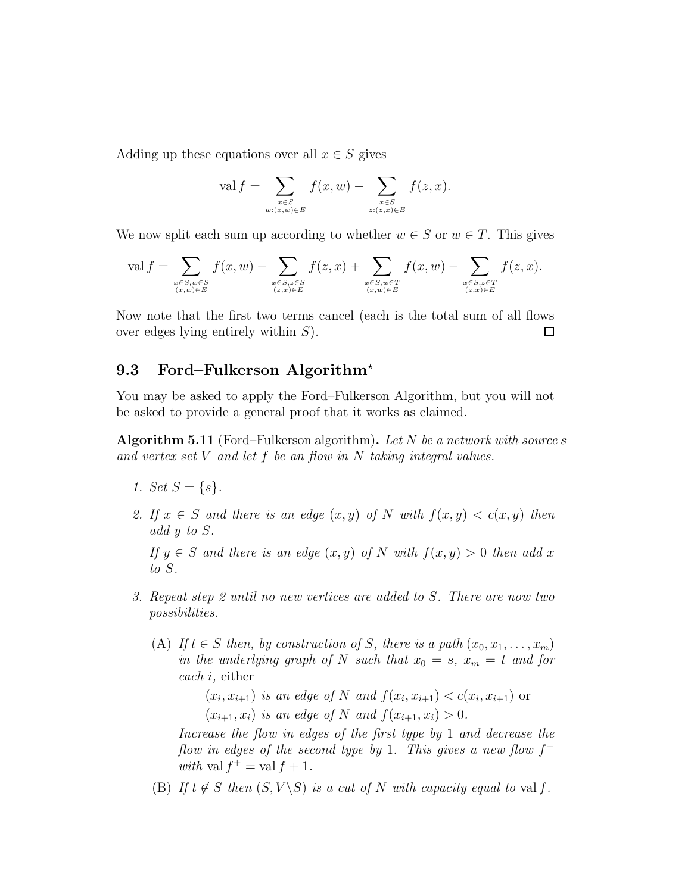Adding up these equations over all $x \in S$ gives

$$\operatorname{val} f = \sum_{\substack{x \in S \\ w:(x,w) \in E}} f(x, w) - \sum_{\substack{x \in S \\ z:(z,x) \in E}} f(z, x).$$

We now split each sum up according to whether $w \in S$ or $w \in T$. This gives

$$\operatorname{val} f = \sum_{\substack{x \in S, w \in S \\ (x,w) \in E}} f(x, w) - \sum_{\substack{x \in S, z \in S \\ (z,x) \in E}} f(z, x) + \sum_{\substack{x \in S, w \in T \\ (x,w) \in E}} f(x, w) - \sum_{\substack{x \in S, z \in T \\ (z,x) \in E}} f(z, x).$$

Now note that the first two terms cancel (each is the total sum of all flows over edges lying entirely within $S$). □

## 9.3 Ford–Fulkerson Algorithm*

You may be asked to apply the Ford–Fulkerson Algorithm, but you will not be asked to provide a general proof that it works as claimed.

**Algorithm 5.11** (Ford–Fulkerson algorithm)**.** *Let $N$ be a network with source $s$ and vertex set $V$ and let $f$ be an flow in $N$ taking integral values.*

1. *Set $S = \{s\}$.*
2. *If $x \in S$ and there is an edge $(x, y)$ of $N$ with $f(x, y) < c(x, y)$ then add $y$ to $S$.*

   *If $y \in S$ and there is an edge $(x, y)$ of $N$ with $f(x, y) > 0$ then add $x$ to $S$.*
3. *Repeat step 2 until no new vertices are added to $S$. There are now two possibilities.*

   (A) *If $t \in S$ then, by construction of $S$, there is a path $(x_0, x_1, \ldots, x_m)$ in the underlying graph of $N$ such that $x_0 = s$, $x_m = t$ and for each $i$,* either

   *$(x_i, x_{i+1})$ is an edge of $N$ and $f(x_i, x_{i+1}) < c(x_i, x_{i+1})$* or

   *$(x_{i+1}, x_i)$ is an edge of $N$ and $f(x_{i+1}, x_i) > 0$.*

   *Increase the flow in edges of the first type by 1 and decrease the flow in edges of the second type by 1. This gives a new flow $f^+$ with $\operatorname{val} f^+ = \operatorname{val} f + 1$.*

   (B) *If $t \notin S$ then $(S, V \backslash S)$ is a cut of $N$ with capacity equal to $\operatorname{val} f$.*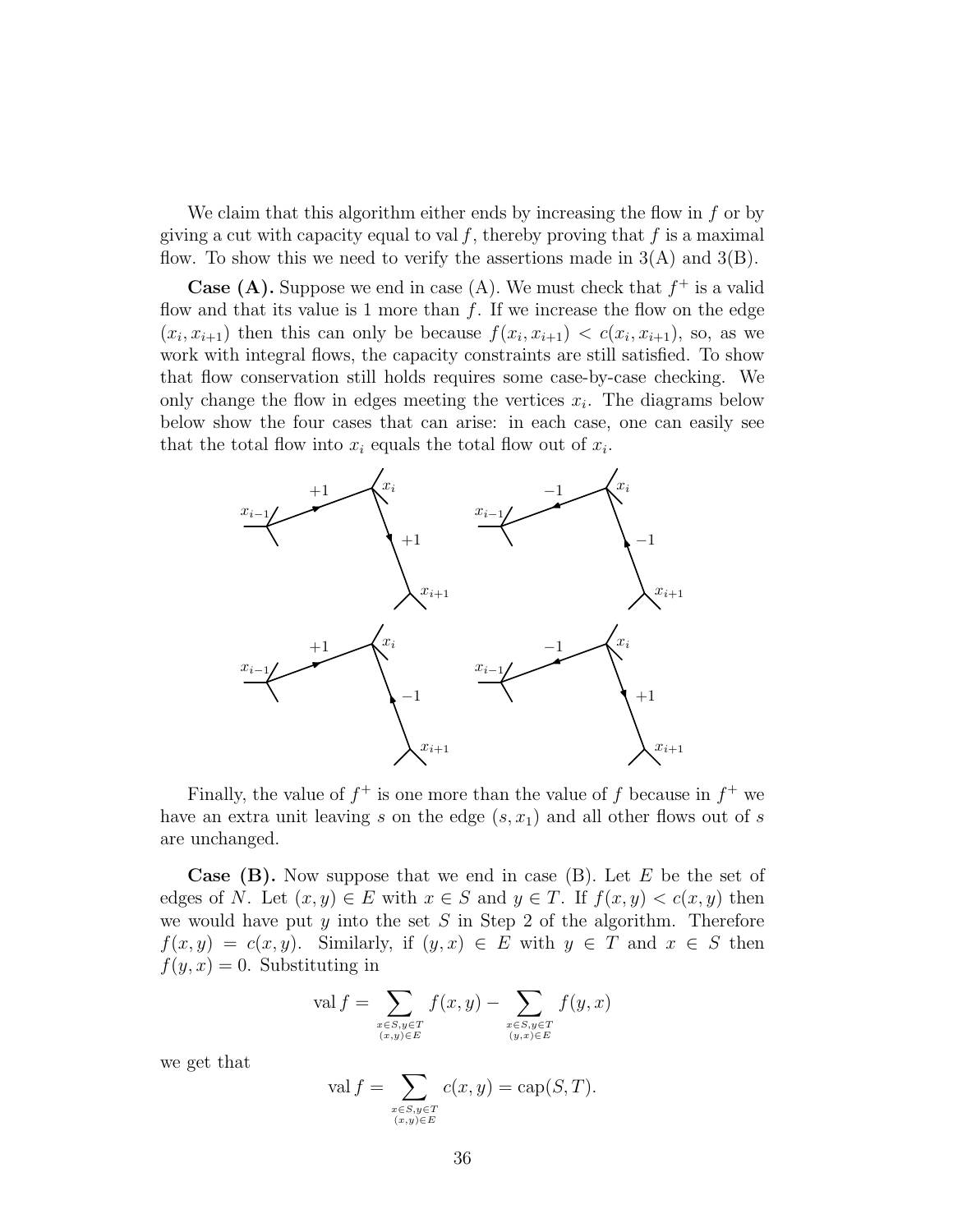We claim that this algorithm either ends by increasing the flow in $f$ or by giving a cut with capacity equal to $\operatorname{val} f$, thereby proving that $f$ is a maximal flow. To show this we need to verify the assertions made in 3(A) and 3(B).

**Case (A).** Suppose we end in case (A). We must check that $f^+$ is a valid flow and that its value is 1 more than $f$. If we increase the flow on the edge $(x_i, x_{i+1})$ then this can only be because $f(x_i, x_{i+1}) < c(x_i, x_{i+1})$, so, as we work with integral flows, the capacity constraints are still satisfied. To show that flow conservation still holds requires some case-by-case checking. We only change the flow in edges meeting the vertices $x_i$. The diagrams below below show the four cases that can arise: in each case, one can easily see that the total flow into $x_i$ equals the total flow out of $x_i$.

Finally, the value of $f^+$ is one more than the value of $f$ because in $f^+$ we have an extra unit leaving $s$ on the edge $(s, x_1)$ and all other flows out of $s$ are unchanged.

**Case (B).** Now suppose that we end in case (B). Let $E$ be the set of edges of $N$. Let $(x, y) \in E$ with $x \in S$ and $y \in T$. If $f(x, y) < c(x, y)$ then we would have put $y$ into the set $S$ in Step 2 of the algorithm. Therefore $f(x, y) = c(x, y)$. Similarly, if $(y, x) \in E$ with $y \in T$ and $x \in S$ then $f(y, x) = 0$. Substituting in

$$\operatorname{val} f = \sum_{\substack{x \in S, y \in T \\ (x,y) \in E}} f(x, y) - \sum_{\substack{x \in S, y \in T \\ (y,x) \in E}} f(y, x)$$

we get that

$$\operatorname{val} f = \sum_{\substack{x \in S, y \in T \\ (x,y) \in E}} c(x, y) = \operatorname{cap}(S, T).$$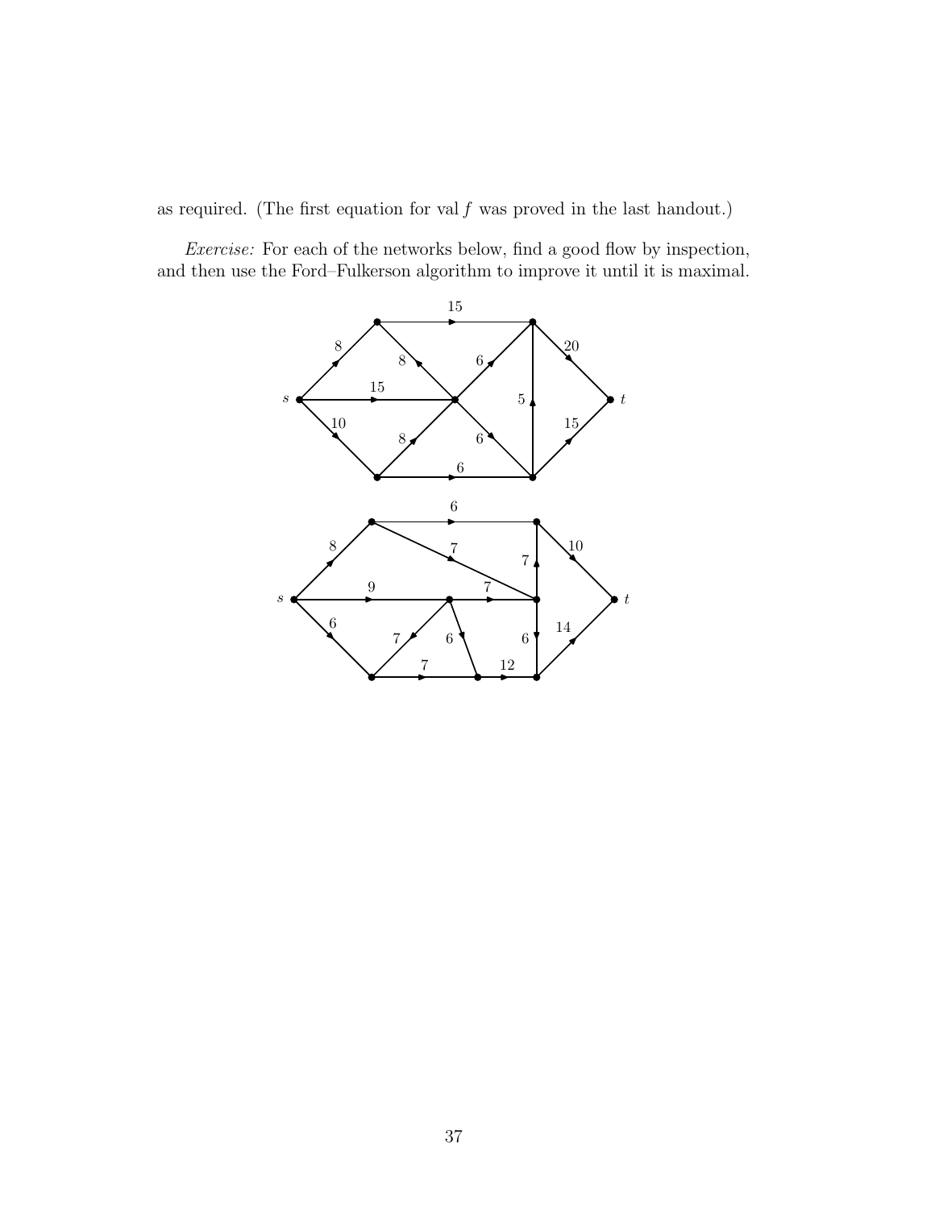as required. (The first equation for val $f$ was proved in the last handout.)

*Exercise:* For each of the networks below, find a good flow by inspection, and then use the Ford–Fulkerson algorithm to improve it until it is maximal.

15
8
8
6
20
$s$
15
5
$t$
10
8
6
15
6

6
8
7
10
7
$s$
9
7
$t$
6
7
6
6
14
7
12